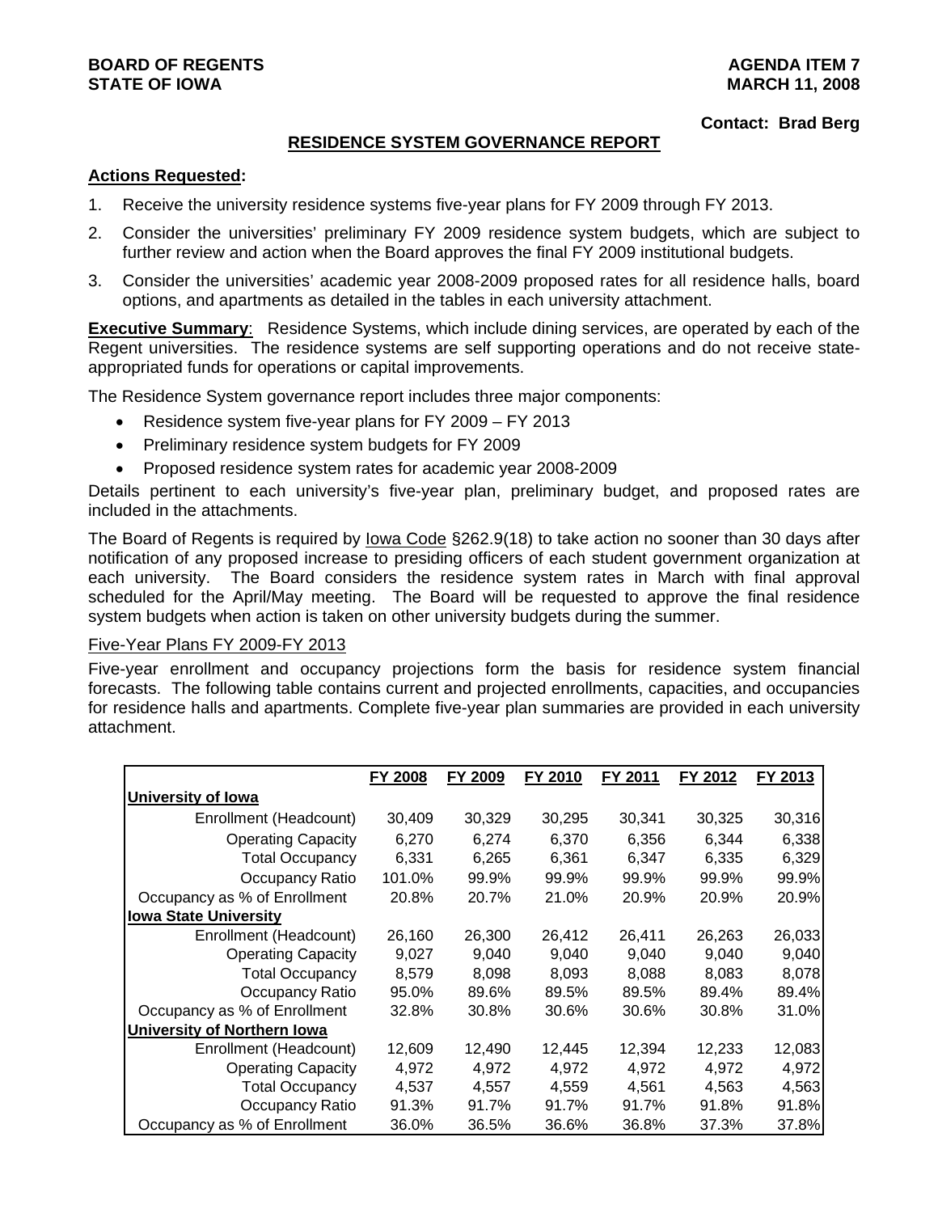**BOARD OF REGENTS**
**STATE OF IOWA**

**AGENDA ITEM 7**
**MARCH 11, 2008**

**Contact: Brad Berg**

## RESIDENCE SYSTEM GOVERNANCE REPORT

**Actions Requested:**

1. Receive the university residence systems five-year plans for FY 2009 through FY 2013.
2. Consider the universities' preliminary FY 2009 residence system budgets, which are subject to further review and action when the Board approves the final FY 2009 institutional budgets.
3. Consider the universities' academic year 2008-2009 proposed rates for all residence halls, board options, and apartments as detailed in the tables in each university attachment.

**Executive Summary**: Residence Systems, which include dining services, are operated by each of the Regent universities. The residence systems are self supporting operations and do not receive state-appropriated funds for operations or capital improvements.

The Residence System governance report includes three major components:

- Residence system five-year plans for FY 2009 – FY 2013
- Preliminary residence system budgets for FY 2009
- Proposed residence system rates for academic year 2008-2009

Details pertinent to each university's five-year plan, preliminary budget, and proposed rates are included in the attachments.

The Board of Regents is required by Iowa Code §262.9(18) to take action no sooner than 30 days after notification of any proposed increase to presiding officers of each student government organization at each university. The Board considers the residence system rates in March with final approval scheduled for the April/May meeting. The Board will be requested to approve the final residence system budgets when action is taken on other university budgets during the summer.

Five-Year Plans FY 2009-FY 2013

Five-year enrollment and occupancy projections form the basis for residence system financial forecasts. The following table contains current and projected enrollments, capacities, and occupancies for residence halls and apartments. Complete five-year plan summaries are provided in each university attachment.

| | FY 2008 | FY 2009 | FY 2010 | FY 2011 | FY 2012 | FY 2013 |
|---|---|---|---|---|---|---|
| **University of Iowa** | | | | | | |
| Enrollment (Headcount) | 30,409 | 30,329 | 30,295 | 30,341 | 30,325 | 30,316 |
| Operating Capacity | 6,270 | 6,274 | 6,370 | 6,356 | 6,344 | 6,338 |
| Total Occupancy | 6,331 | 6,265 | 6,361 | 6,347 | 6,335 | 6,329 |
| Occupancy Ratio | 101.0% | 99.9% | 99.9% | 99.9% | 99.9% | 99.9% |
| Occupancy as % of Enrollment | 20.8% | 20.7% | 21.0% | 20.9% | 20.9% | 20.9% |
| **Iowa State University** | | | | | | |
| Enrollment (Headcount) | 26,160 | 26,300 | 26,412 | 26,411 | 26,263 | 26,033 |
| Operating Capacity | 9,027 | 9,040 | 9,040 | 9,040 | 9,040 | 9,040 |
| Total Occupancy | 8,579 | 8,098 | 8,093 | 8,088 | 8,083 | 8,078 |
| Occupancy Ratio | 95.0% | 89.6% | 89.5% | 89.5% | 89.4% | 89.4% |
| Occupancy as % of Enrollment | 32.8% | 30.8% | 30.6% | 30.6% | 30.8% | 31.0% |
| **University of Northern Iowa** | | | | | | |
| Enrollment (Headcount) | 12,609 | 12,490 | 12,445 | 12,394 | 12,233 | 12,083 |
| Operating Capacity | 4,972 | 4,972 | 4,972 | 4,972 | 4,972 | 4,972 |
| Total Occupancy | 4,537 | 4,557 | 4,559 | 4,561 | 4,563 | 4,563 |
| Occupancy Ratio | 91.3% | 91.7% | 91.7% | 91.7% | 91.8% | 91.8% |
| Occupancy as % of Enrollment | 36.0% | 36.5% | 36.6% | 36.8% | 37.3% | 37.8% |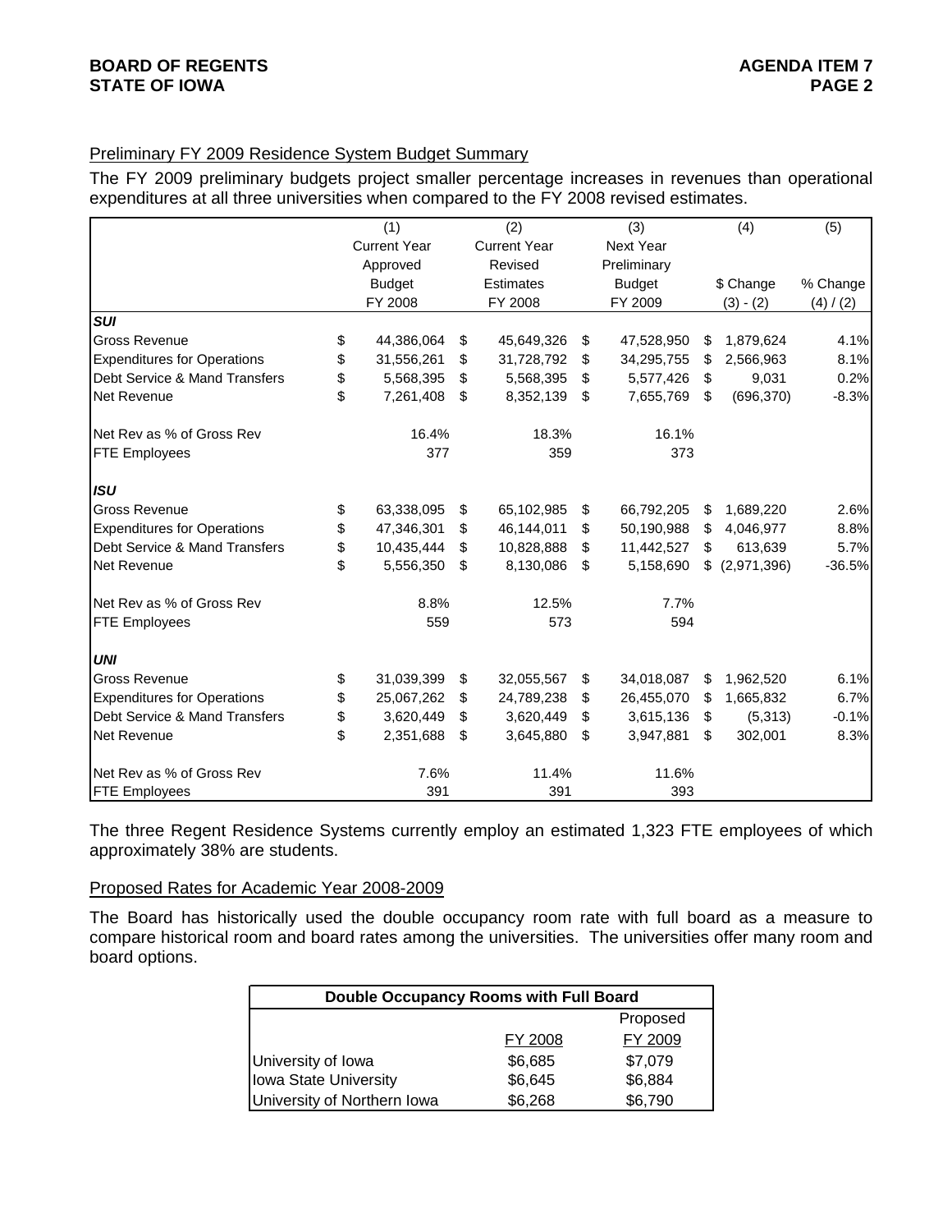Preliminary FY 2009 Residence System Budget Summary

The FY 2009 preliminary budgets project smaller percentage increases in revenues than operational expenditures at all three universities when compared to the FY 2008 revised estimates.

| | (1) Current Year Approved Budget FY 2008 | (2) Current Year Revised Estimates FY 2008 | (3) Next Year Preliminary Budget FY 2009 | (4) $ Change (3) - (2) | (5) % Change (4) / (2) |
|---|---|---|---|---|---|
| ***SUI*** | | | | | |
| Gross Revenue | $ 44,386,064 | $ 45,649,326 | $ 47,528,950 | $ 1,879,624 | 4.1% |
| Expenditures for Operations | $ 31,556,261 | $ 31,728,792 | $ 34,295,755 | $ 2,566,963 | 8.1% |
| Debt Service & Mand Transfers | $ 5,568,395 | $ 5,568,395 | $ 5,577,426 | $ 9,031 | 0.2% |
| Net Revenue | $ 7,261,408 | $ 8,352,139 | $ 7,655,769 | $ (696,370) | -8.3% |
| Net Rev as % of Gross Rev | 16.4% | 18.3% | 16.1% | | |
| FTE Employees | 377 | 359 | 373 | | |
| ***ISU*** | | | | | |
| Gross Revenue | $ 63,338,095 | $ 65,102,985 | $ 66,792,205 | $ 1,689,220 | 2.6% |
| Expenditures for Operations | $ 47,346,301 | $ 46,144,011 | $ 50,190,988 | $ 4,046,977 | 8.8% |
| Debt Service & Mand Transfers | $ 10,435,444 | $ 10,828,888 | $ 11,442,527 | $ 613,639 | 5.7% |
| Net Revenue | $ 5,556,350 | $ 8,130,086 | $ 5,158,690 | $ (2,971,396) | -36.5% |
| Net Rev as % of Gross Rev | 8.8% | 12.5% | 7.7% | | |
| FTE Employees | 559 | 573 | 594 | | |
| ***UNI*** | | | | | |
| Gross Revenue | $ 31,039,399 | $ 32,055,567 | $ 34,018,087 | $ 1,962,520 | 6.1% |
| Expenditures for Operations | $ 25,067,262 | $ 24,789,238 | $ 26,455,070 | $ 1,665,832 | 6.7% |
| Debt Service & Mand Transfers | $ 3,620,449 | $ 3,620,449 | $ 3,615,136 | $ (5,313) | -0.1% |
| Net Revenue | $ 2,351,688 | $ 3,645,880 | $ 3,947,881 | $ 302,001 | 8.3% |
| Net Rev as % of Gross Rev | 7.6% | 11.4% | 11.6% | | |
| FTE Employees | 391 | 391 | 393 | | |

The three Regent Residence Systems currently employ an estimated 1,323 FTE employees of which approximately 38% are students.

Proposed Rates for Academic Year 2008-2009

The Board has historically used the double occupancy room rate with full board as a measure to compare historical room and board rates among the universities. The universities offer many room and board options.

| Double Occupancy Rooms with Full Board | | |
|---|---|---|
| | FY 2008 | Proposed FY 2009 |
| University of Iowa | $6,685 | $7,079 |
| Iowa State University | $6,645 | $6,884 |
| University of Northern Iowa | $6,268 | $6,790 |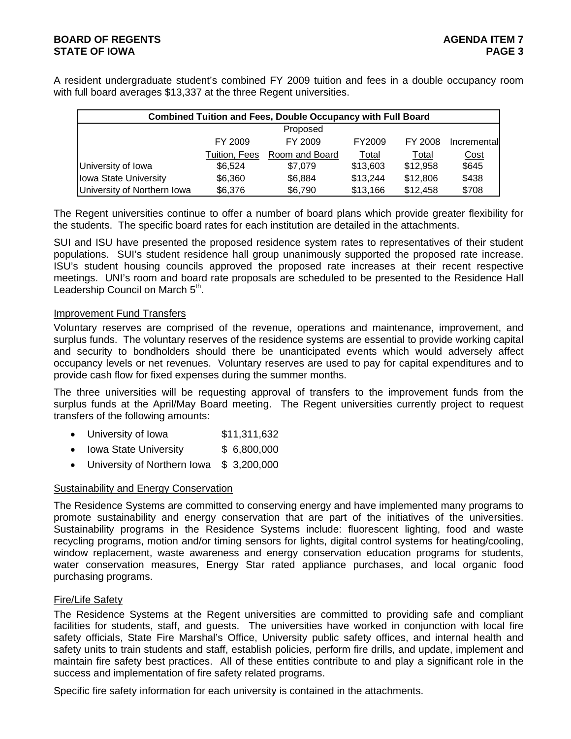A resident undergraduate student's combined FY 2009 tuition and fees in a double occupancy room with full board averages $13,337 at the three Regent universities.

| Combined Tuition and Fees, Double Occupancy with Full Board | | | | | |
|---|---|---|---|---|---|
| | Proposed | | | | |
| | FY 2009 | FY 2009 | FY2009 | FY 2008 | Incremental |
| | Tuition, Fees | Room and Board | Total | Total | Cost |
| University of Iowa | $6,524 | $7,079 | $13,603 | $12,958 | $645 |
| Iowa State University | $6,360 | $6,884 | $13,244 | $12,806 | $438 |
| University of Northern Iowa | $6,376 | $6,790 | $13,166 | $12,458 | $708 |

The Regent universities continue to offer a number of board plans which provide greater flexibility for the students. The specific board rates for each institution are detailed in the attachments.

SUI and ISU have presented the proposed residence system rates to representatives of their student populations. SUI's student residence hall group unanimously supported the proposed rate increase. ISU's student housing councils approved the proposed rate increases at their recent respective meetings. UNI's room and board rate proposals are scheduled to be presented to the Residence Hall Leadership Council on March 5th.

Improvement Fund Transfers

Voluntary reserves are comprised of the revenue, operations and maintenance, improvement, and surplus funds. The voluntary reserves of the residence systems are essential to provide working capital and security to bondholders should there be unanticipated events which would adversely affect occupancy levels or net revenues. Voluntary reserves are used to pay for capital expenditures and to provide cash flow for fixed expenses during the summer months.

The three universities will be requesting approval of transfers to the improvement funds from the surplus funds at the April/May Board meeting. The Regent universities currently project to request transfers of the following amounts:

- University of Iowa $11,311,632
- Iowa State University $ 6,800,000
- University of Northern Iowa $ 3,200,000

Sustainability and Energy Conservation

The Residence Systems are committed to conserving energy and have implemented many programs to promote sustainability and energy conservation that are part of the initiatives of the universities. Sustainability programs in the Residence Systems include: fluorescent lighting, food and waste recycling programs, motion and/or timing sensors for lights, digital control systems for heating/cooling, window replacement, waste awareness and energy conservation education programs for students, water conservation measures, Energy Star rated appliance purchases, and local organic food purchasing programs.

Fire/Life Safety

The Residence Systems at the Regent universities are committed to providing safe and compliant facilities for students, staff, and guests. The universities have worked in conjunction with local fire safety officials, State Fire Marshal's Office, University public safety offices, and internal health and safety units to train students and staff, establish policies, perform fire drills, and update, implement and maintain fire safety best practices. All of these entities contribute to and play a significant role in the success and implementation of fire safety related programs.

Specific fire safety information for each university is contained in the attachments.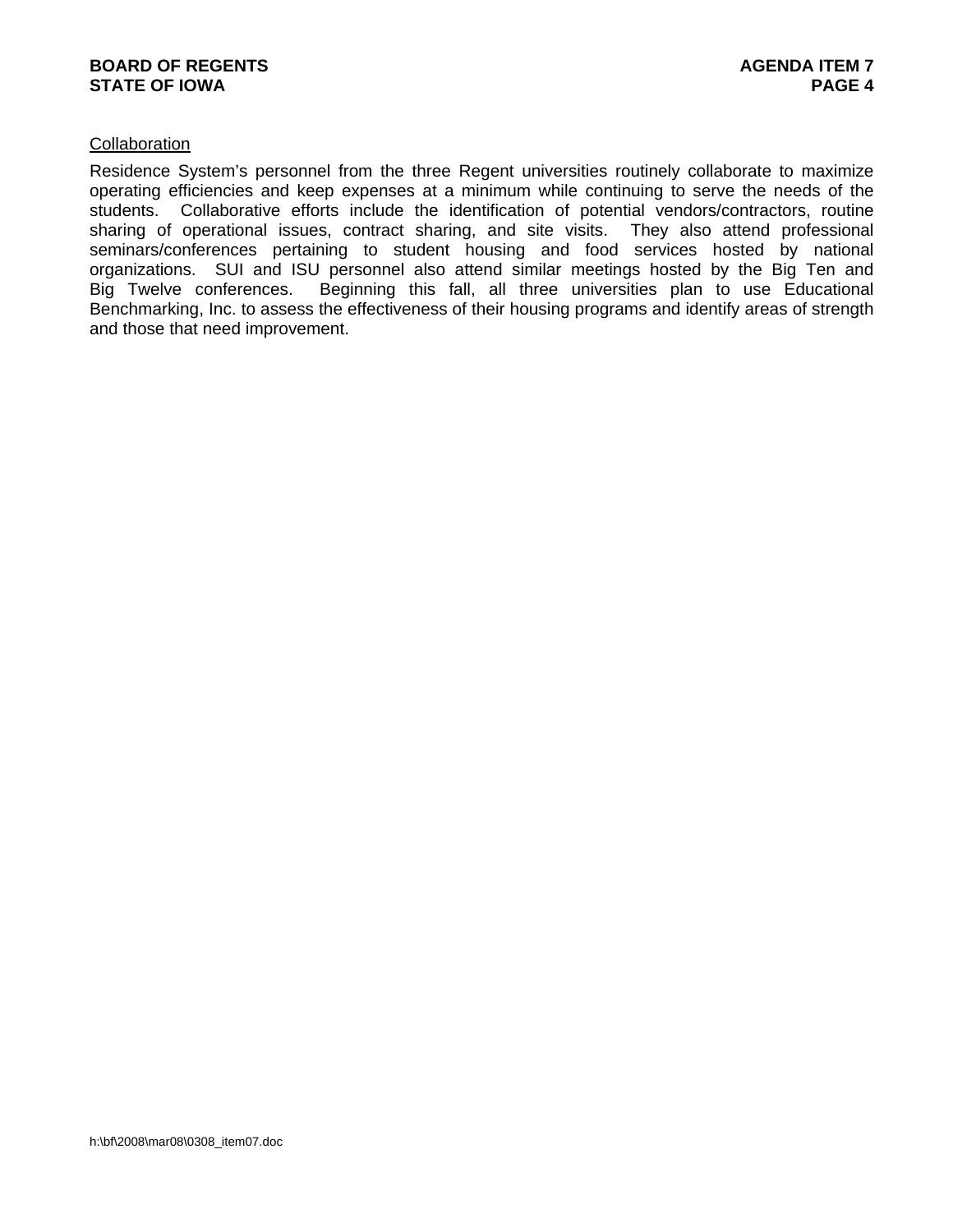Collaboration

Residence System's personnel from the three Regent universities routinely collaborate to maximize operating efficiencies and keep expenses at a minimum while continuing to serve the needs of the students. Collaborative efforts include the identification of potential vendors/contractors, routine sharing of operational issues, contract sharing, and site visits. They also attend professional seminars/conferences pertaining to student housing and food services hosted by national organizations. SUI and ISU personnel also attend similar meetings hosted by the Big Ten and Big Twelve conferences. Beginning this fall, all three universities plan to use Educational Benchmarking, Inc. to assess the effectiveness of their housing programs and identify areas of strength and those that need improvement.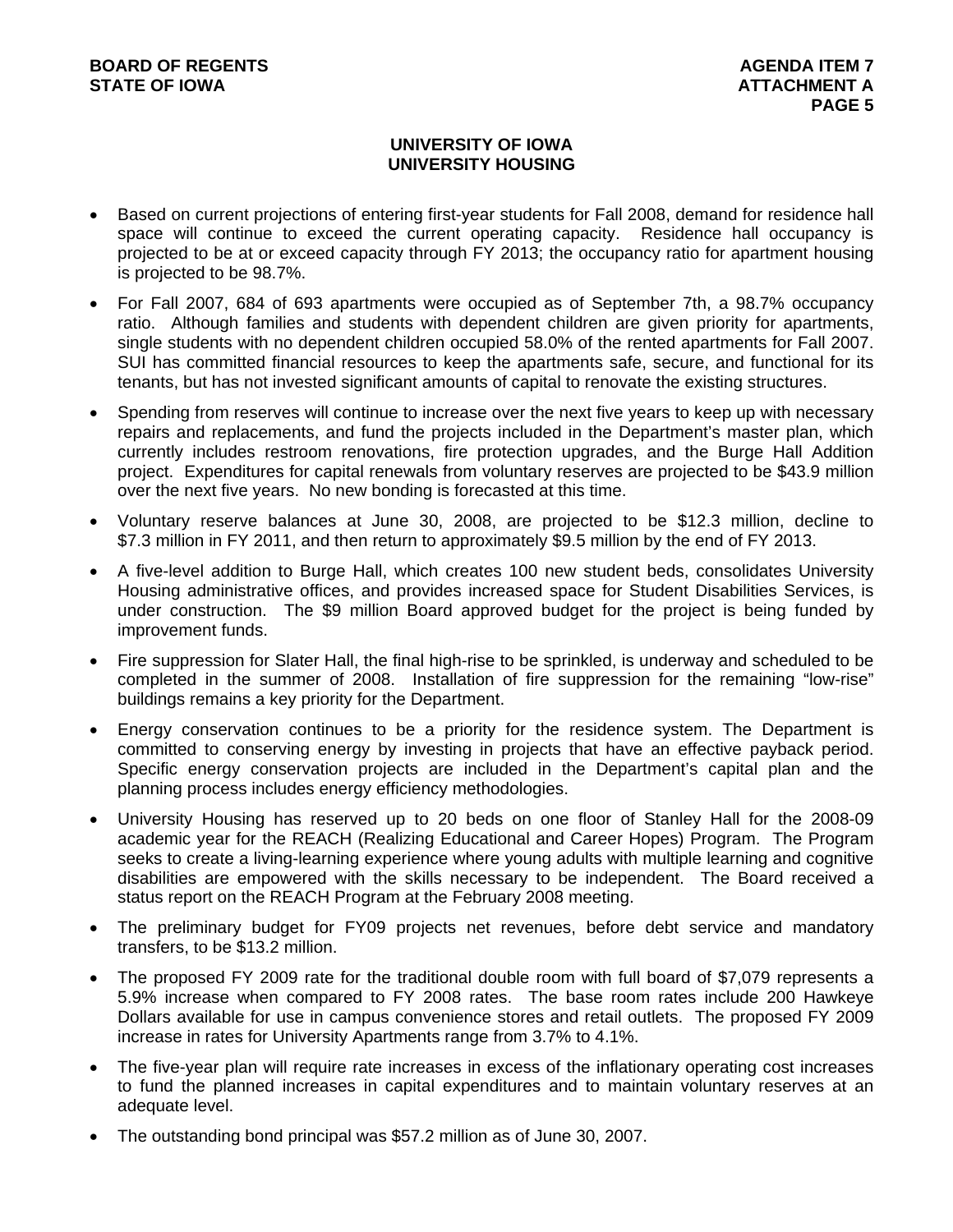## UNIVERSITY OF IOWA
## UNIVERSITY HOUSING

- Based on current projections of entering first-year students for Fall 2008, demand for residence hall space will continue to exceed the current operating capacity. Residence hall occupancy is projected to be at or exceed capacity through FY 2013; the occupancy ratio for apartment housing is projected to be 98.7%.
- For Fall 2007, 684 of 693 apartments were occupied as of September 7th, a 98.7% occupancy ratio. Although families and students with dependent children are given priority for apartments, single students with no dependent children occupied 58.0% of the rented apartments for Fall 2007. SUI has committed financial resources to keep the apartments safe, secure, and functional for its tenants, but has not invested significant amounts of capital to renovate the existing structures.
- Spending from reserves will continue to increase over the next five years to keep up with necessary repairs and replacements, and fund the projects included in the Department's master plan, which currently includes restroom renovations, fire protection upgrades, and the Burge Hall Addition project. Expenditures for capital renewals from voluntary reserves are projected to be $43.9 million over the next five years. No new bonding is forecasted at this time.
- Voluntary reserve balances at June 30, 2008, are projected to be $12.3 million, decline to $7.3 million in FY 2011, and then return to approximately $9.5 million by the end of FY 2013.
- A five-level addition to Burge Hall, which creates 100 new student beds, consolidates University Housing administrative offices, and provides increased space for Student Disabilities Services, is under construction. The $9 million Board approved budget for the project is being funded by improvement funds.
- Fire suppression for Slater Hall, the final high-rise to be sprinkled, is underway and scheduled to be completed in the summer of 2008. Installation of fire suppression for the remaining "low-rise" buildings remains a key priority for the Department.
- Energy conservation continues to be a priority for the residence system. The Department is committed to conserving energy by investing in projects that have an effective payback period. Specific energy conservation projects are included in the Department's capital plan and the planning process includes energy efficiency methodologies.
- University Housing has reserved up to 20 beds on one floor of Stanley Hall for the 2008-09 academic year for the REACH (Realizing Educational and Career Hopes) Program. The Program seeks to create a living-learning experience where young adults with multiple learning and cognitive disabilities are empowered with the skills necessary to be independent. The Board received a status report on the REACH Program at the February 2008 meeting.
- The preliminary budget for FY09 projects net revenues, before debt service and mandatory transfers, to be $13.2 million.
- The proposed FY 2009 rate for the traditional double room with full board of $7,079 represents a 5.9% increase when compared to FY 2008 rates. The base room rates include 200 Hawkeye Dollars available for use in campus convenience stores and retail outlets. The proposed FY 2009 increase in rates for University Apartments range from 3.7% to 4.1%.
- The five-year plan will require rate increases in excess of the inflationary operating cost increases to fund the planned increases in capital expenditures and to maintain voluntary reserves at an adequate level.
- The outstanding bond principal was $57.2 million as of June 30, 2007.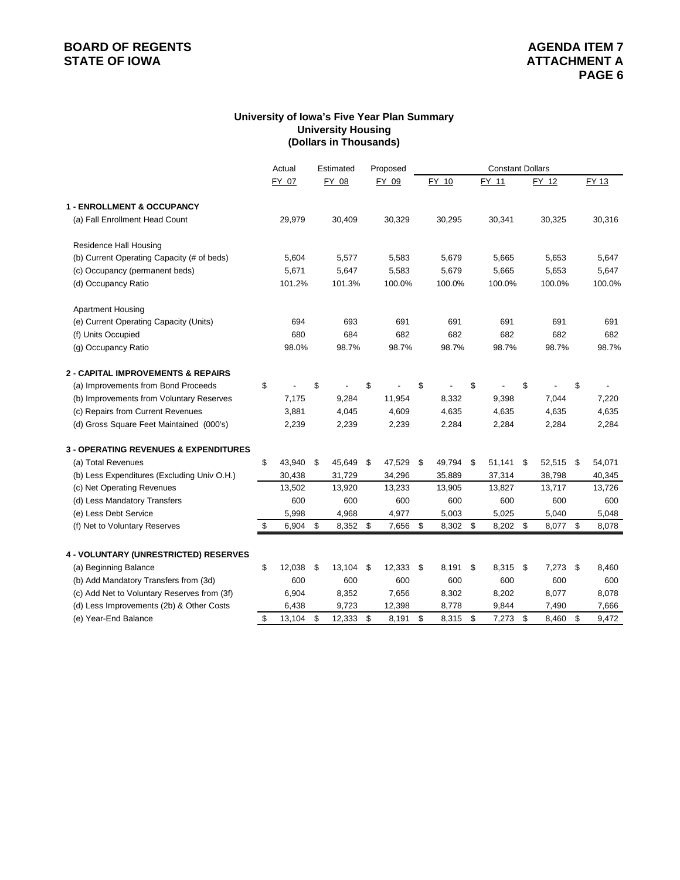**BOARD OF REGENTS**
**STATE OF IOWA**

**AGENDA ITEM 7**
**ATTACHMENT A**

### University of Iowa's Five Year Plan Summary
### University Housing
### (Dollars in Thousands)

| | Actual | Estimated | Proposed | Constant Dollars | | | |
|---|---|---|---|---|---|---|---|
| | FY 07 | FY 08 | FY 09 | FY 10 | FY 11 | FY 12 | FY 13 |
| **1 - ENROLLMENT & OCCUPANCY** | | | | | | | |
| (a) Fall Enrollment Head Count | 29,979 | 30,409 | 30,329 | 30,295 | 30,341 | 30,325 | 30,316 |
| Residence Hall Housing | | | | | | | |
| (b) Current Operating Capacity (# of beds) | 5,604 | 5,577 | 5,583 | 5,679 | 5,665 | 5,653 | 5,647 |
| (c) Occupancy (permanent beds) | 5,671 | 5,647 | 5,583 | 5,679 | 5,665 | 5,653 | 5,647 |
| (d) Occupancy Ratio | 101.2% | 101.3% | 100.0% | 100.0% | 100.0% | 100.0% | 100.0% |
| Apartment Housing | | | | | | | |
| (e) Current Operating Capacity (Units) | 694 | 693 | 691 | 691 | 691 | 691 | 691 |
| (f) Units Occupied | 680 | 684 | 682 | 682 | 682 | 682 | 682 |
| (g) Occupancy Ratio | 98.0% | 98.7% | 98.7% | 98.7% | 98.7% | 98.7% | 98.7% |
| **2 - CAPITAL IMPROVEMENTS & REPAIRS** | | | | | | | |
| (a) Improvements from Bond Proceeds | $ - | $ - | $ - | $ - | $ - | $ - | $ - |
| (b) Improvements from Voluntary Reserves | 7,175 | 9,284 | 11,954 | 8,332 | 9,398 | 7,044 | 7,220 |
| (c) Repairs from Current Revenues | 3,881 | 4,045 | 4,609 | 4,635 | 4,635 | 4,635 | 4,635 |
| (d) Gross Square Feet Maintained (000's) | 2,239 | 2,239 | 2,239 | 2,284 | 2,284 | 2,284 | 2,284 |
| **3 - OPERATING REVENUES & EXPENDITURES** | | | | | | | |
| (a) Total Revenues | $ 43,940 | $ 45,649 | $ 47,529 | $ 49,794 | $ 51,141 | $ 52,515 | $ 54,071 |
| (b) Less Expenditures (Excluding Univ O.H.) | 30,438 | 31,729 | 34,296 | 35,889 | 37,314 | 38,798 | 40,345 |
| (c) Net Operating Revenues | 13,502 | 13,920 | 13,233 | 13,905 | 13,827 | 13,717 | 13,726 |
| (d) Less Mandatory Transfers | 600 | 600 | 600 | 600 | 600 | 600 | 600 |
| (e) Less Debt Service | 5,998 | 4,968 | 4,977 | 5,003 | 5,025 | 5,040 | 5,048 |
| (f) Net to Voluntary Reserves | $ 6,904 | $ 8,352 | $ 7,656 | $ 8,302 | $ 8,202 | $ 8,077 | $ 8,078 |
| **4 - VOLUNTARY (UNRESTRICTED) RESERVES** | | | | | | | |
| (a) Beginning Balance | $ 12,038 | $ 13,104 | $ 12,333 | $ 8,191 | $ 8,315 | $ 7,273 | $ 8,460 |
| (b) Add Mandatory Transfers from (3d) | 600 | 600 | 600 | 600 | 600 | 600 | 600 |
| (c) Add Net to Voluntary Reserves from (3f) | 6,904 | 8,352 | 7,656 | 8,302 | 8,202 | 8,077 | 8,078 |
| (d) Less Improvements (2b) & Other Costs | 6,438 | 9,723 | 12,398 | 8,778 | 9,844 | 7,490 | 7,666 |
| (e) Year-End Balance | $ 13,104 | $ 12,333 | $ 8,191 | $ 8,315 | $ 7,273 | $ 8,460 | $ 9,472 |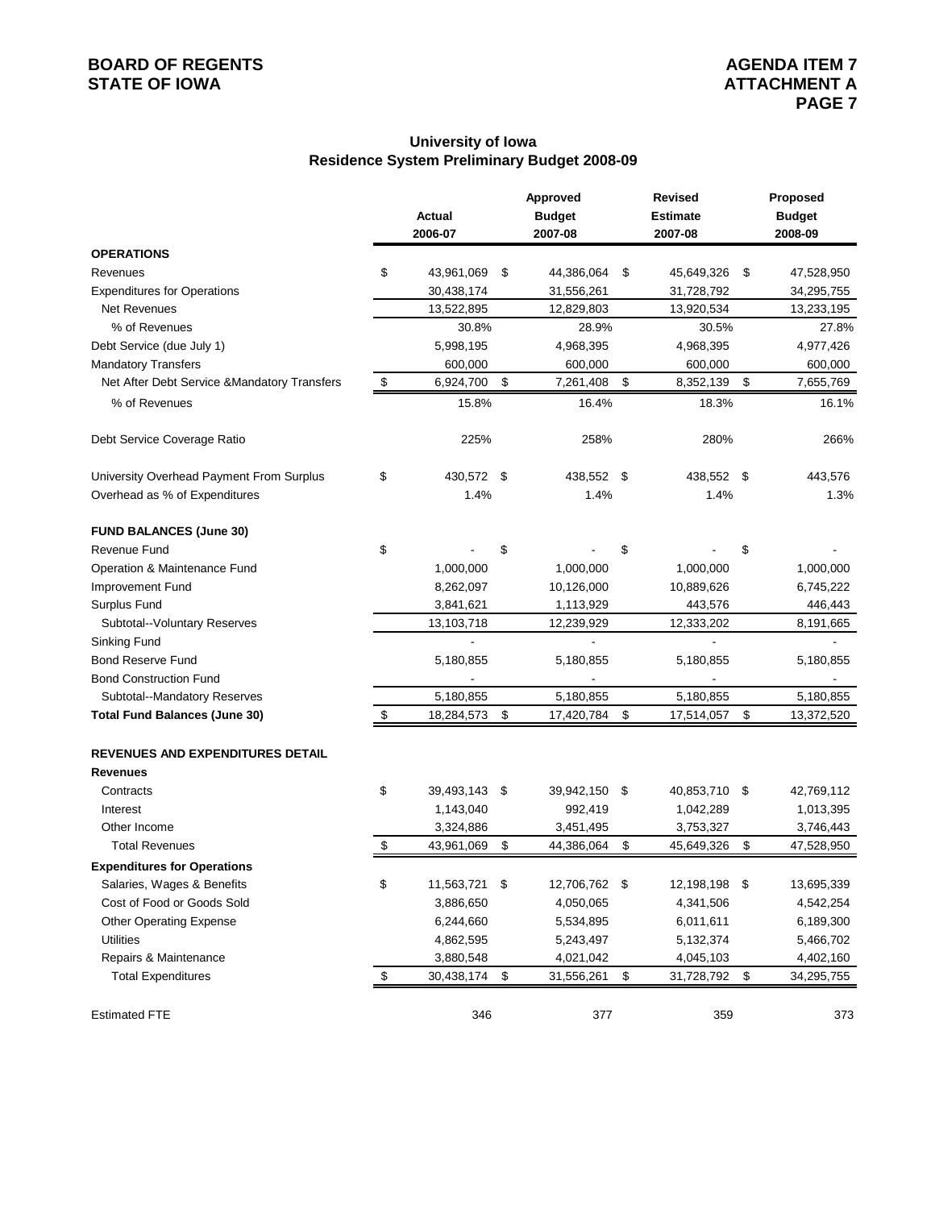## University of Iowa
### Residence System Preliminary Budget 2008-09

| | Actual 2006-07 | Approved Budget 2007-08 | Revised Estimate 2007-08 | Proposed Budget 2008-09 |
|---|---|---|---|---|
| **OPERATIONS** | | | | |
| Revenues | $ 43,961,069 | $ 44,386,064 | $ 45,649,326 | $ 47,528,950 |
| Expenditures for Operations | 30,438,174 | 31,556,261 | 31,728,792 | 34,295,755 |
| Net Revenues | 13,522,895 | 12,829,803 | 13,920,534 | 13,233,195 |
| % of Revenues | 30.8% | 28.9% | 30.5% | 27.8% |
| Debt Service (due July 1) | 5,998,195 | 4,968,395 | 4,968,395 | 4,977,426 |
| Mandatory Transfers | 600,000 | 600,000 | 600,000 | 600,000 |
| Net After Debt Service &Mandatory Transfers | $ 6,924,700 | $ 7,261,408 | $ 8,352,139 | $ 7,655,769 |
| % of Revenues | 15.8% | 16.4% | 18.3% | 16.1% |
| Debt Service Coverage Ratio | 225% | 258% | 280% | 266% |
| University Overhead Payment From Surplus | $ 430,572 | $ 438,552 | $ 438,552 | $ 443,576 |
| Overhead as % of Expenditures | 1.4% | 1.4% | 1.4% | 1.3% |
| **FUND BALANCES (June 30)** | | | | |
| Revenue Fund | $ - | $ - | $ - | $ - |
| Operation & Maintenance Fund | 1,000,000 | 1,000,000 | 1,000,000 | 1,000,000 |
| Improvement Fund | 8,262,097 | 10,126,000 | 10,889,626 | 6,745,222 |
| Surplus Fund | 3,841,621 | 1,113,929 | 443,576 | 446,443 |
| Subtotal--Voluntary Reserves | 13,103,718 | 12,239,929 | 12,333,202 | 8,191,665 |
| Sinking Fund | - | - | - | - |
| Bond Reserve Fund | 5,180,855 | 5,180,855 | 5,180,855 | 5,180,855 |
| Bond Construction Fund | - | - | - | - |
| Subtotal--Mandatory Reserves | 5,180,855 | 5,180,855 | 5,180,855 | 5,180,855 |
| **Total Fund Balances (June 30)** | $ 18,284,573 | $ 17,420,784 | $ 17,514,057 | $ 13,372,520 |
| **REVENUES AND EXPENDITURES DETAIL** | | | | |
| **Revenues** | | | | |
| Contracts | $ 39,493,143 | $ 39,942,150 | $ 40,853,710 | $ 42,769,112 |
| Interest | 1,143,040 | 992,419 | 1,042,289 | 1,013,395 |
| Other Income | 3,324,886 | 3,451,495 | 3,753,327 | 3,746,443 |
| Total Revenues | $ 43,961,069 | $ 44,386,064 | $ 45,649,326 | $ 47,528,950 |
| **Expenditures for Operations** | | | | |
| Salaries, Wages & Benefits | $ 11,563,721 | $ 12,706,762 | $ 12,198,198 | $ 13,695,339 |
| Cost of Food or Goods Sold | 3,886,650 | 4,050,065 | 4,341,506 | 4,542,254 |
| Other Operating Expense | 6,244,660 | 5,534,895 | 6,011,611 | 6,189,300 |
| Utilities | 4,862,595 | 5,243,497 | 5,132,374 | 5,466,702 |
| Repairs & Maintenance | 3,880,548 | 4,021,042 | 4,045,103 | 4,402,160 |
| Total Expenditures | $ 30,438,174 | $ 31,556,261 | $ 31,728,792 | $ 34,295,755 |
| Estimated FTE | 346 | 377 | 359 | 373 |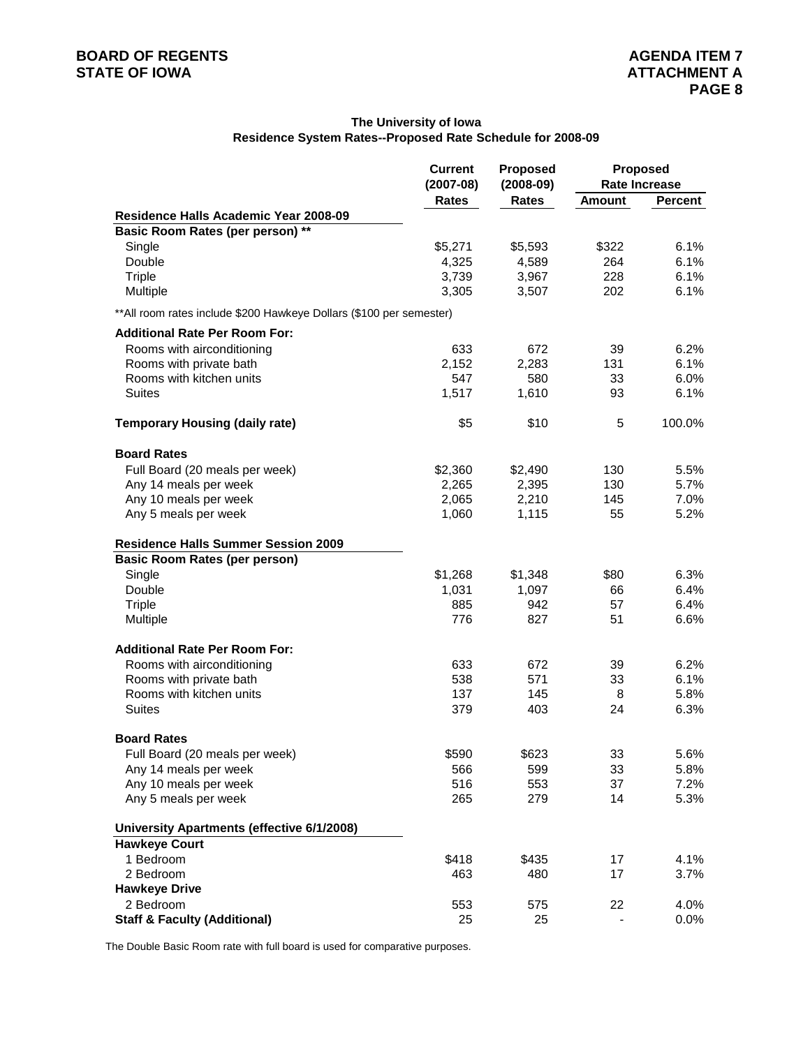### The University of Iowa
### Residence System Rates--Proposed Rate Schedule for 2008-09

| | Current (2007-08) Rates | Proposed (2008-09) Rates | Proposed Rate Increase | |
|---|---|---|---|---|
| | | | Amount | Percent |
| **Residence Halls Academic Year 2008-09** | | | | |
| **Basic Room Rates (per person) \*\*** | | | | |
| Single | $5,271 | $5,593 | $322 | 6.1% |
| Double | 4,325 | 4,589 | 264 | 6.1% |
| Triple | 3,739 | 3,967 | 228 | 6.1% |
| Multiple | 3,305 | 3,507 | 202 | 6.1% |
| \*\*All room rates include $200 Hawkeye Dollars ($100 per semester) | | | | |
| **Additional Rate Per Room For:** | | | | |
| Rooms with airconditioning | 633 | 672 | 39 | 6.2% |
| Rooms with private bath | 2,152 | 2,283 | 131 | 6.1% |
| Rooms with kitchen units | 547 | 580 | 33 | 6.0% |
| Suites | 1,517 | 1,610 | 93 | 6.1% |
| **Temporary Housing (daily rate)** | $5 | $10 | 5 | 100.0% |
| **Board Rates** | | | | |
| Full Board (20 meals per week) | $2,360 | $2,490 | 130 | 5.5% |
| Any 14 meals per week | 2,265 | 2,395 | 130 | 5.7% |
| Any 10 meals per week | 2,065 | 2,210 | 145 | 7.0% |
| Any 5 meals per week | 1,060 | 1,115 | 55 | 5.2% |
| **Residence Halls Summer Session 2009** | | | | |
| **Basic Room Rates (per person)** | | | | |
| Single | $1,268 | $1,348 | $80 | 6.3% |
| Double | 1,031 | 1,097 | 66 | 6.4% |
| Triple | 885 | 942 | 57 | 6.4% |
| Multiple | 776 | 827 | 51 | 6.6% |
| **Additional Rate Per Room For:** | | | | |
| Rooms with airconditioning | 633 | 672 | 39 | 6.2% |
| Rooms with private bath | 538 | 571 | 33 | 6.1% |
| Rooms with kitchen units | 137 | 145 | 8 | 5.8% |
| Suites | 379 | 403 | 24 | 6.3% |
| **Board Rates** | | | | |
| Full Board (20 meals per week) | $590 | $623 | 33 | 5.6% |
| Any 14 meals per week | 566 | 599 | 33 | 5.8% |
| Any 10 meals per week | 516 | 553 | 37 | 7.2% |
| Any 5 meals per week | 265 | 279 | 14 | 5.3% |
| **University Apartments (effective 6/1/2008)** | | | | |
| **Hawkeye Court** | | | | |
| 1 Bedroom | $418 | $435 | 17 | 4.1% |
| 2 Bedroom | 463 | 480 | 17 | 3.7% |
| **Hawkeye Drive** | | | | |
| 2 Bedroom | 553 | 575 | 22 | 4.0% |
| **Staff & Faculty (Additional)** | 25 | 25 | - | 0.0% |

The Double Basic Room rate with full board is used for comparative purposes.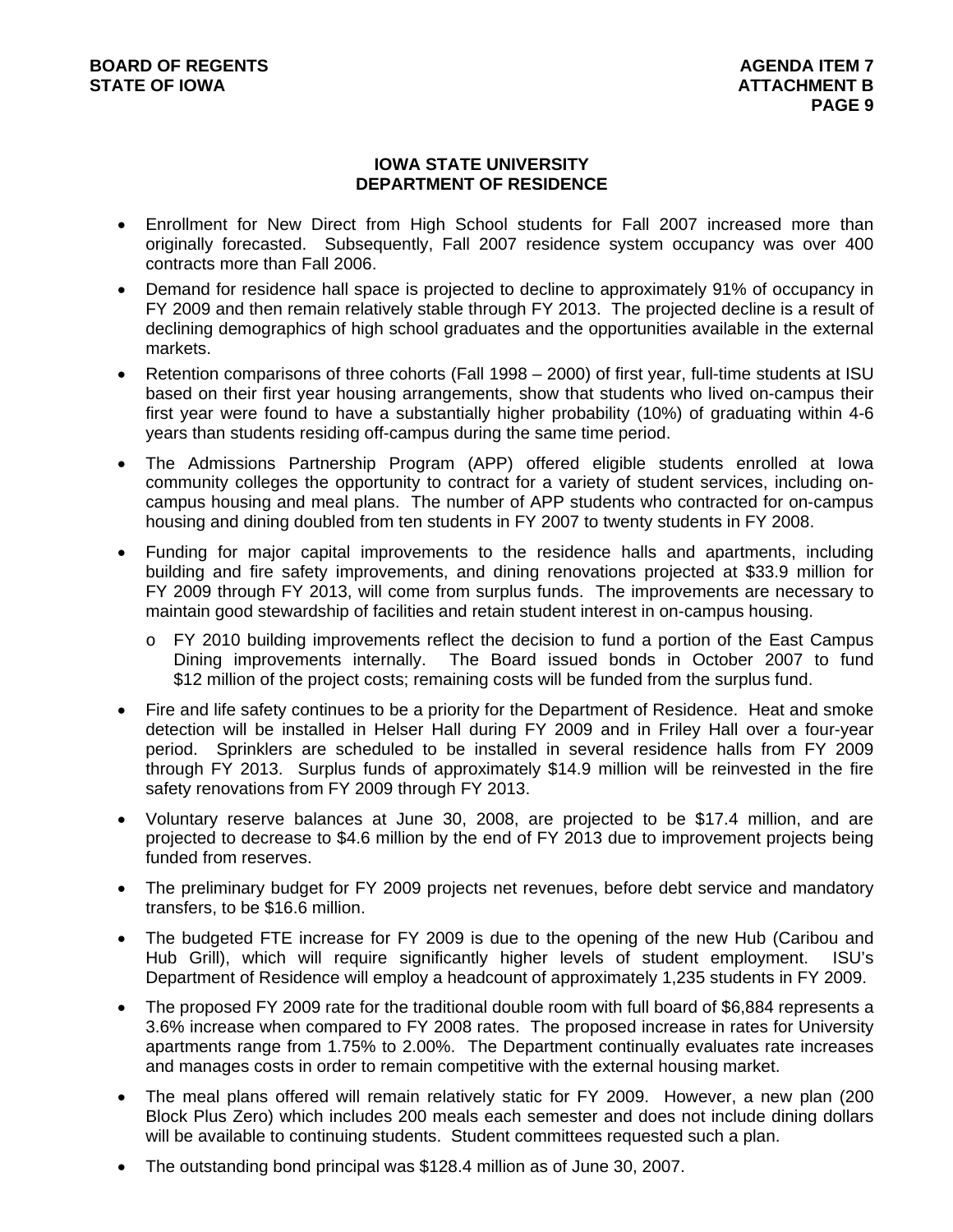## IOWA STATE UNIVERSITY
## DEPARTMENT OF RESIDENCE

- Enrollment for New Direct from High School students for Fall 2007 increased more than originally forecasted. Subsequently, Fall 2007 residence system occupancy was over 400 contracts more than Fall 2006.
- Demand for residence hall space is projected to decline to approximately 91% of occupancy in FY 2009 and then remain relatively stable through FY 2013. The projected decline is a result of declining demographics of high school graduates and the opportunities available in the external markets.
- Retention comparisons of three cohorts (Fall 1998 – 2000) of first year, full-time students at ISU based on their first year housing arrangements, show that students who lived on-campus their first year were found to have a substantially higher probability (10%) of graduating within 4-6 years than students residing off-campus during the same time period.
- The Admissions Partnership Program (APP) offered eligible students enrolled at Iowa community colleges the opportunity to contract for a variety of student services, including on-campus housing and meal plans. The number of APP students who contracted for on-campus housing and dining doubled from ten students in FY 2007 to twenty students in FY 2008.
- Funding for major capital improvements to the residence halls and apartments, including building and fire safety improvements, and dining renovations projected at $33.9 million for FY 2009 through FY 2013, will come from surplus funds. The improvements are necessary to maintain good stewardship of facilities and retain student interest in on-campus housing.
  - FY 2010 building improvements reflect the decision to fund a portion of the East Campus Dining improvements internally. The Board issued bonds in October 2007 to fund $12 million of the project costs; remaining costs will be funded from the surplus fund.
- Fire and life safety continues to be a priority for the Department of Residence. Heat and smoke detection will be installed in Helser Hall during FY 2009 and in Friley Hall over a four-year period. Sprinklers are scheduled to be installed in several residence halls from FY 2009 through FY 2013. Surplus funds of approximately $14.9 million will be reinvested in the fire safety renovations from FY 2009 through FY 2013.
- Voluntary reserve balances at June 30, 2008, are projected to be $17.4 million, and are projected to decrease to $4.6 million by the end of FY 2013 due to improvement projects being funded from reserves.
- The preliminary budget for FY 2009 projects net revenues, before debt service and mandatory transfers, to be $16.6 million.
- The budgeted FTE increase for FY 2009 is due to the opening of the new Hub (Caribou and Hub Grill), which will require significantly higher levels of student employment. ISU's Department of Residence will employ a headcount of approximately 1,235 students in FY 2009.
- The proposed FY 2009 rate for the traditional double room with full board of $6,884 represents a 3.6% increase when compared to FY 2008 rates. The proposed increase in rates for University apartments range from 1.75% to 2.00%. The Department continually evaluates rate increases and manages costs in order to remain competitive with the external housing market.
- The meal plans offered will remain relatively static for FY 2009. However, a new plan (200 Block Plus Zero) which includes 200 meals each semester and does not include dining dollars will be available to continuing students. Student committees requested such a plan.
- The outstanding bond principal was $128.4 million as of June 30, 2007.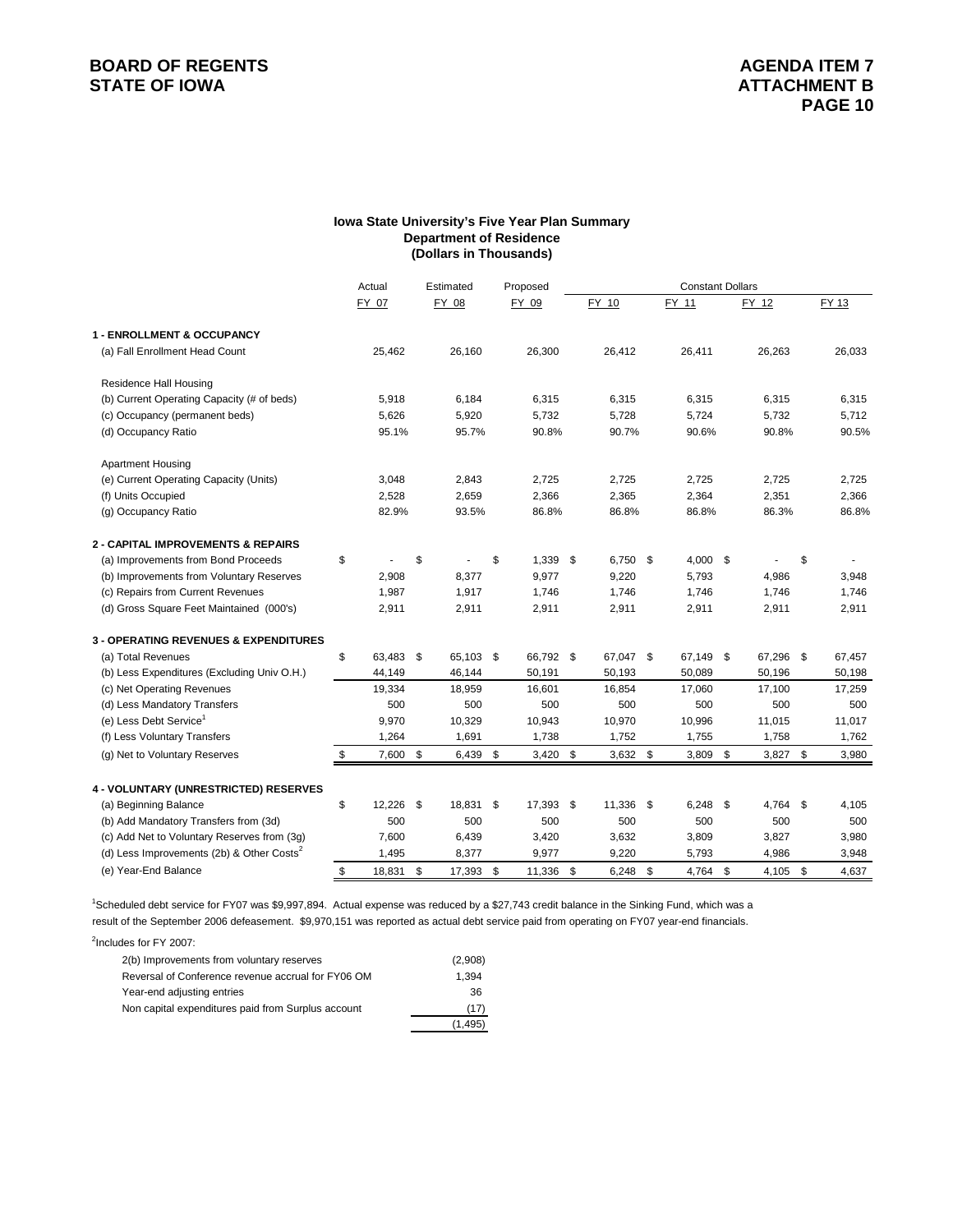# BOARD OF REGENTS STATE OF IOWA

**AGENDA ITEM 7**
**ATTACHMENT B**

## Iowa State University's Five Year Plan Summary
### Department of Residence
### (Dollars in Thousands)

| | Actual | Estimated | Proposed | Constant Dollars | | | |
|---|---|---|---|---|---|---|---|
| | FY 07 | FY 08 | FY 09 | FY 10 | FY 11 | FY 12 | FY 13 |
| **1 - ENROLLMENT & OCCUPANCY** | | | | | | | |
| (a) Fall Enrollment Head Count | 25,462 | 26,160 | 26,300 | 26,412 | 26,411 | 26,263 | 26,033 |
| Residence Hall Housing | | | | | | | |
| (b) Current Operating Capacity (# of beds) | 5,918 | 6,184 | 6,315 | 6,315 | 6,315 | 6,315 | 6,315 |
| (c) Occupancy (permanent beds) | 5,626 | 5,920 | 5,732 | 5,728 | 5,724 | 5,732 | 5,712 |
| (d) Occupancy Ratio | 95.1% | 95.7% | 90.8% | 90.7% | 90.6% | 90.8% | 90.5% |
| Apartment Housing | | | | | | | |
| (e) Current Operating Capacity (Units) | 3,048 | 2,843 | 2,725 | 2,725 | 2,725 | 2,725 | 2,725 |
| (f) Units Occupied | 2,528 | 2,659 | 2,366 | 2,365 | 2,364 | 2,351 | 2,366 |
| (g) Occupancy Ratio | 82.9% | 93.5% | 86.8% | 86.8% | 86.8% | 86.3% | 86.8% |
| **2 - CAPITAL IMPROVEMENTS & REPAIRS** | | | | | | | |
| (a) Improvements from Bond Proceeds | $ - | $ - | $ 1,339 | $ 6,750 | $ 4,000 | $ - | $ - |
| (b) Improvements from Voluntary Reserves | 2,908 | 8,377 | 9,977 | 9,220 | 5,793 | 4,986 | 3,948 |
| (c) Repairs from Current Revenues | 1,987 | 1,917 | 1,746 | 1,746 | 1,746 | 1,746 | 1,746 |
| (d) Gross Square Feet Maintained (000's) | 2,911 | 2,911 | 2,911 | 2,911 | 2,911 | 2,911 | 2,911 |
| **3 - OPERATING REVENUES & EXPENDITURES** | | | | | | | |
| (a) Total Revenues | $ 63,483 | $ 65,103 | $ 66,792 | $ 67,047 | $ 67,149 | $ 67,296 | $ 67,457 |
| (b) Less Expenditures (Excluding Univ O.H.) | 44,149 | 46,144 | 50,191 | 50,193 | 50,089 | 50,196 | 50,198 |
| (c) Net Operating Revenues | 19,334 | 18,959 | 16,601 | 16,854 | 17,060 | 17,100 | 17,259 |
| (d) Less Mandatory Transfers | 500 | 500 | 500 | 500 | 500 | 500 | 500 |
| (e) Less Debt Service[1] | 9,970 | 10,329 | 10,943 | 10,970 | 10,996 | 11,015 | 11,017 |
| (f) Less Voluntary Transfers | 1,264 | 1,691 | 1,738 | 1,752 | 1,755 | 1,758 | 1,762 |
| (g) Net to Voluntary Reserves | $ 7,600 | $ 6,439 | $ 3,420 | $ 3,632 | $ 3,809 | $ 3,827 | $ 3,980 |
| **4 - VOLUNTARY (UNRESTRICTED) RESERVES** | | | | | | | |
| (a) Beginning Balance | $ 12,226 | $ 18,831 | $ 17,393 | $ 11,336 | $ 6,248 | $ 4,764 | $ 4,105 |
| (b) Add Mandatory Transfers from (3d) | 500 | 500 | 500 | 500 | 500 | 500 | 500 |
| (c) Add Net to Voluntary Reserves from (3g) | 7,600 | 6,439 | 3,420 | 3,632 | 3,809 | 3,827 | 3,980 |
| (d) Less Improvements (2b) & Other Costs[2] | 1,495 | 8,377 | 9,977 | 9,220 | 5,793 | 4,986 | 3,948 |
| (e) Year-End Balance | $ 18,831 | $ 17,393 | $ 11,336 | $ 6,248 | $ 4,764 | $ 4,105 | $ 4,637 |

[1]Scheduled debt service for FY07 was $9,997,894. Actual expense was reduced by a $27,743 credit balance in the Sinking Fund, which was a result of the September 2006 defeasement. $9,970,151 was reported as actual debt service paid from operating on FY07 year-end financials.

[2]Includes for FY 2007:

| | |
|---|---|
| 2(b) Improvements from voluntary reserves | (2,908) |
| Reversal of Conference revenue accrual for FY06 OM | 1,394 |
| Year-end adjusting entries | 36 |
| Non capital expenditures paid from Surplus account | (17) |
| | (1,495) |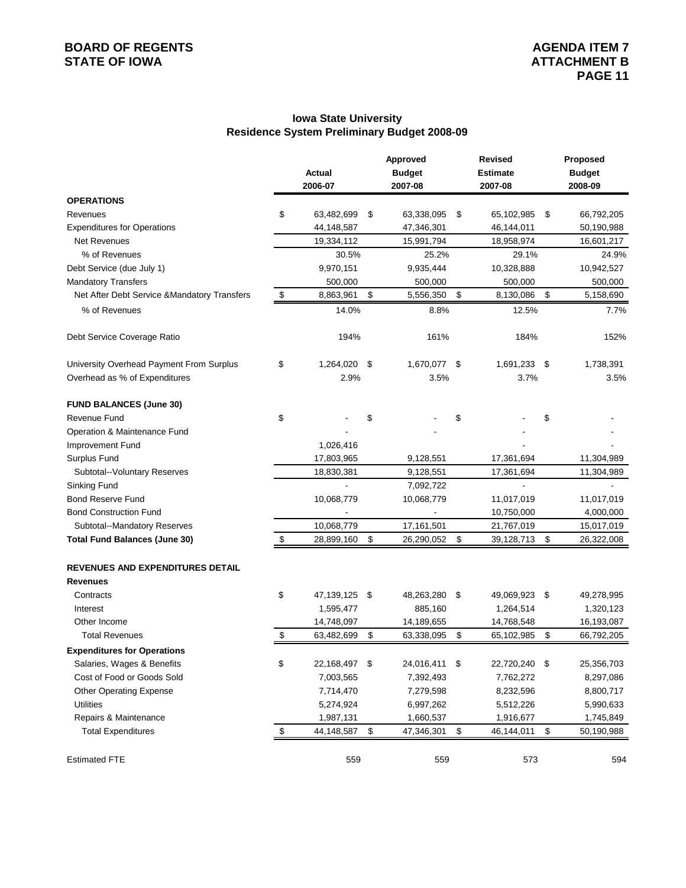**BOARD OF REGENTS**
**STATE OF IOWA**

**AGENDA ITEM 7**
**ATTACHMENT B**
**PAGE 11**

## Iowa State University
## Residence System Preliminary Budget 2008-09

| | Actual 2006-07 | Approved Budget 2007-08 | Revised Estimate 2007-08 | Proposed Budget 2008-09 |
|---|---|---|---|---|
| **OPERATIONS** | | | | |
| Revenues | $ 63,482,699 | $ 63,338,095 | $ 65,102,985 | $ 66,792,205 |
| Expenditures for Operations | 44,148,587 | 47,346,301 | 46,144,011 | 50,190,988 |
| Net Revenues | 19,334,112 | 15,991,794 | 18,958,974 | 16,601,217 |
| % of Revenues | 30.5% | 25.2% | 29.1% | 24.9% |
| Debt Service (due July 1) | 9,970,151 | 9,935,444 | 10,328,888 | 10,942,527 |
| Mandatory Transfers | 500,000 | 500,000 | 500,000 | 500,000 |
| Net After Debt Service &Mandatory Transfers | $ 8,863,961 | $ 5,556,350 | $ 8,130,086 | $ 5,158,690 |
| % of Revenues | 14.0% | 8.8% | 12.5% | 7.7% |
| Debt Service Coverage Ratio | 194% | 161% | 184% | 152% |
| University Overhead Payment From Surplus | $ 1,264,020 | $ 1,670,077 | $ 1,691,233 | $ 1,738,391 |
| Overhead as % of Expenditures | 2.9% | 3.5% | 3.7% | 3.5% |
| **FUND BALANCES (June 30)** | | | | |
| Revenue Fund | $ - | $ - | $ - | $ - |
| Operation & Maintenance Fund | - | - | - | - |
| Improvement Fund | 1,026,416 | | - | - |
| Surplus Fund | 17,803,965 | 9,128,551 | 17,361,694 | 11,304,989 |
| Subtotal--Voluntary Reserves | 18,830,381 | 9,128,551 | 17,361,694 | 11,304,989 |
| Sinking Fund | - | 7,092,722 | - | - |
| Bond Reserve Fund | 10,068,779 | 10,068,779 | 11,017,019 | 11,017,019 |
| Bond Construction Fund | - | - | 10,750,000 | 4,000,000 |
| Subtotal--Mandatory Reserves | 10,068,779 | 17,161,501 | 21,767,019 | 15,017,019 |
| **Total Fund Balances (June 30)** | $ 28,899,160 | $ 26,290,052 | $ 39,128,713 | $ 26,322,008 |
| **REVENUES AND EXPENDITURES DETAIL** | | | | |
| **Revenues** | | | | |
| Contracts | $ 47,139,125 | $ 48,263,280 | $ 49,069,923 | $ 49,278,995 |
| Interest | 1,595,477 | 885,160 | 1,264,514 | 1,320,123 |
| Other Income | 14,748,097 | 14,189,655 | 14,768,548 | 16,193,087 |
| Total Revenues | $ 63,482,699 | $ 63,338,095 | $ 65,102,985 | $ 66,792,205 |
| **Expenditures for Operations** | | | | |
| Salaries, Wages & Benefits | $ 22,168,497 | $ 24,016,411 | $ 22,720,240 | $ 25,356,703 |
| Cost of Food or Goods Sold | 7,003,565 | 7,392,493 | 7,762,272 | 8,297,086 |
| Other Operating Expense | 7,714,470 | 7,279,598 | 8,232,596 | 8,800,717 |
| Utilities | 5,274,924 | 6,997,262 | 5,512,226 | 5,990,633 |
| Repairs & Maintenance | 1,987,131 | 1,660,537 | 1,916,677 | 1,745,849 |
| Total Expenditures | $ 44,148,587 | $ 47,346,301 | $ 46,144,011 | $ 50,190,988 |
| Estimated FTE | 559 | 559 | 573 | 594 |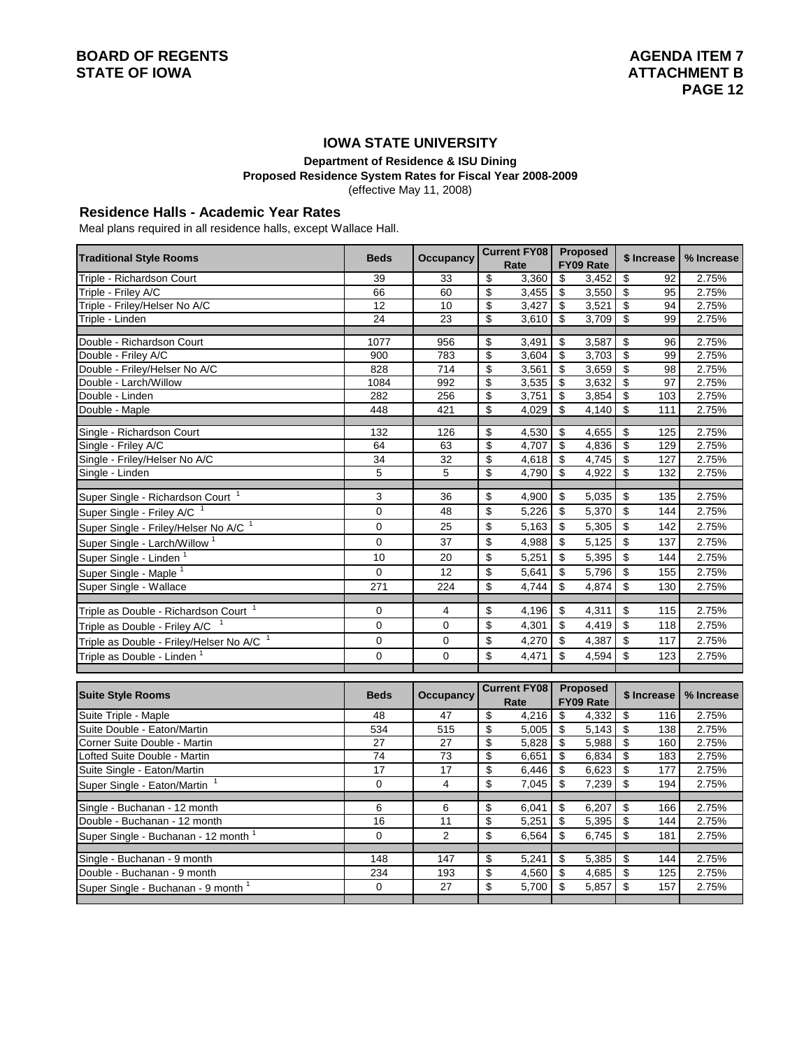**BOARD OF REGENTS**
**STATE OF IOWA**

**AGENDA ITEM 7**
**ATTACHMENT B**

## IOWA STATE UNIVERSITY

**Department of Residence & ISU Dining**
**Proposed Residence System Rates for Fiscal Year 2008-2009**
(effective May 11, 2008)

### Residence Halls - Academic Year Rates

Meal plans required in all residence halls, except Wallace Hall.

| Traditional Style Rooms | Beds | Occupancy | Current FY08 Rate | Proposed FY09 Rate | $ Increase | % Increase |
|---|---|---|---|---|---|---|
| Triple - Richardson Court | 39 | 33 | $ 3,360 | $ 3,452 | $ 92 | 2.75% |
| Triple - Friley A/C | 66 | 60 | $ 3,455 | $ 3,550 | $ 95 | 2.75% |
| Triple - Friley/Helser No A/C | 12 | 10 | $ 3,427 | $ 3,521 | $ 94 | 2.75% |
| Triple - Linden | 24 | 23 | $ 3,610 | $ 3,709 | $ 99 | 2.75% |
| | | | | | | |
| Double - Richardson Court | 1077 | 956 | $ 3,491 | $ 3,587 | $ 96 | 2.75% |
| Double - Friley A/C | 900 | 783 | $ 3,604 | $ 3,703 | $ 99 | 2.75% |
| Double - Friley/Helser No A/C | 828 | 714 | $ 3,561 | $ 3,659 | $ 98 | 2.75% |
| Double - Larch/Willow | 1084 | 992 | $ 3,535 | $ 3,632 | $ 97 | 2.75% |
| Double - Linden | 282 | 256 | $ 3,751 | $ 3,854 | $ 103 | 2.75% |
| Double - Maple | 448 | 421 | $ 4,029 | $ 4,140 | $ 111 | 2.75% |
| | | | | | | |
| Single - Richardson Court | 132 | 126 | $ 4,530 | $ 4,655 | $ 125 | 2.75% |
| Single - Friley A/C | 64 | 63 | $ 4,707 | $ 4,836 | $ 129 | 2.75% |
| Single - Friley/Helser No A/C | 34 | 32 | $ 4,618 | $ 4,745 | $ 127 | 2.75% |
| Single - Linden | 5 | 5 | $ 4,790 | $ 4,922 | $ 132 | 2.75% |
| | | | | | | |
| Super Single - Richardson Court [1] | 3 | 36 | $ 4,900 | $ 5,035 | $ 135 | 2.75% |
| Super Single - Friley A/C [1] | 0 | 48 | $ 5,226 | $ 5,370 | $ 144 | 2.75% |
| Super Single - Friley/Helser No A/C [1] | 0 | 25 | $ 5,163 | $ 5,305 | $ 142 | 2.75% |
| Super Single - Larch/Willow [1] | 0 | 37 | $ 4,988 | $ 5,125 | $ 137 | 2.75% |
| Super Single - Linden [1] | 10 | 20 | $ 5,251 | $ 5,395 | $ 144 | 2.75% |
| Super Single - Maple [1] | 0 | 12 | $ 5,641 | $ 5,796 | $ 155 | 2.75% |
| Super Single - Wallace | 271 | 224 | $ 4,744 | $ 4,874 | $ 130 | 2.75% |
| | | | | | | |
| Triple as Double - Richardson Court [1] | 0 | 4 | $ 4,196 | $ 4,311 | $ 115 | 2.75% |
| Triple as Double - Friley A/C [1] | 0 | 0 | $ 4,301 | $ 4,419 | $ 118 | 2.75% |
| Triple as Double - Friley/Helser No A/C [1] | 0 | 0 | $ 4,270 | $ 4,387 | $ 117 | 2.75% |
| Triple as Double - Linden [1] | 0 | 0 | $ 4,471 | $ 4,594 | $ 123 | 2.75% |

| Suite Style Rooms | Beds | Occupancy | Current FY08 Rate | Proposed FY09 Rate | $ Increase | % Increase |
|---|---|---|---|---|---|---|
| Suite Triple - Maple | 48 | 47 | $ 4,216 | $ 4,332 | $ 116 | 2.75% |
| Suite Double - Eaton/Martin | 534 | 515 | $ 5,005 | $ 5,143 | $ 138 | 2.75% |
| Corner Suite Double - Martin | 27 | 27 | $ 5,828 | $ 5,988 | $ 160 | 2.75% |
| Lofted Suite Double - Martin | 74 | 73 | $ 6,651 | $ 6,834 | $ 183 | 2.75% |
| Suite Single - Eaton/Martin | 17 | 17 | $ 6,446 | $ 6,623 | $ 177 | 2.75% |
| Super Single - Eaton/Martin [1] | 0 | 4 | $ 7,045 | $ 7,239 | $ 194 | 2.75% |
| | | | | | | |
| Single - Buchanan - 12 month | 6 | 6 | $ 6,041 | $ 6,207 | $ 166 | 2.75% |
| Double - Buchanan - 12 month | 16 | 11 | $ 5,251 | $ 5,395 | $ 144 | 2.75% |
| Super Single - Buchanan - 12 month [1] | 0 | 2 | $ 6,564 | $ 6,745 | $ 181 | 2.75% |
| | | | | | | |
| Single - Buchanan - 9 month | 148 | 147 | $ 5,241 | $ 5,385 | $ 144 | 2.75% |
| Double - Buchanan - 9 month | 234 | 193 | $ 4,560 | $ 4,685 | $ 125 | 2.75% |
| Super Single - Buchanan - 9 month [1] | 0 | 27 | $ 5,700 | $ 5,857 | $ 157 | 2.75% |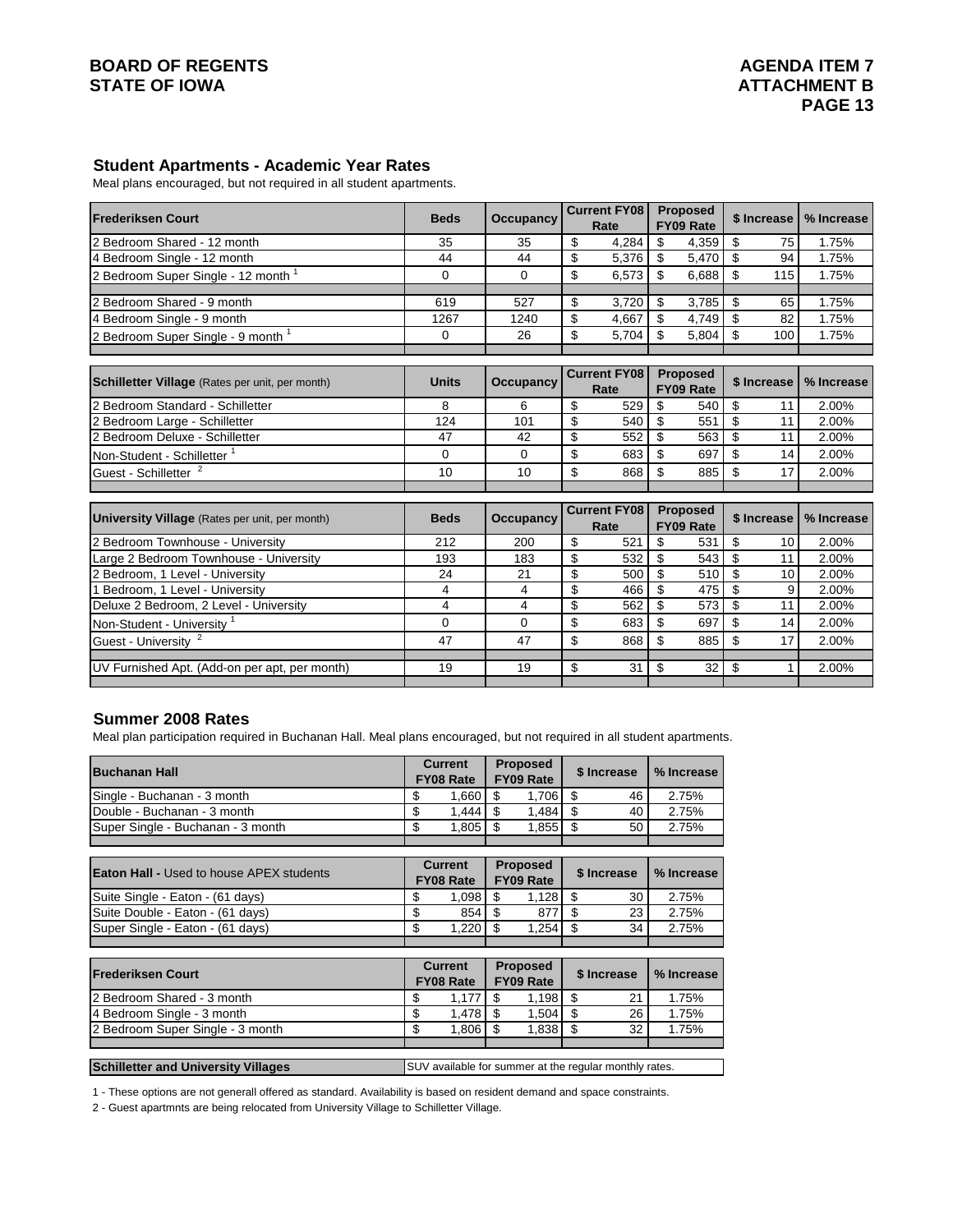BOARD OF REGENTS
STATE OF IOWA

AGENDA ITEM 7
ATTACHMENT B

### Student Apartments - Academic Year Rates

Meal plans encouraged, but not required in all student apartments.

| Frederiksen Court | Beds | Occupancy | Current FY08 Rate | Proposed FY09 Rate | $ Increase | % Increase |
|---|---|---|---|---|---|---|
| 2 Bedroom Shared - 12 month | 35 | 35 | $ 4,284 | $ 4,359 | $ 75 | 1.75% |
| 4 Bedroom Single - 12 month | 44 | 44 | $ 5,376 | $ 5,470 | $ 94 | 1.75% |
| 2 Bedroom Super Single - 12 month [1] | 0 | 0 | $ 6,573 | $ 6,688 | $ 115 | 1.75% |
| | | | | | | |
| 2 Bedroom Shared - 9 month | 619 | 527 | $ 3,720 | $ 3,785 | $ 65 | 1.75% |
| 4 Bedroom Single - 9 month | 1267 | 1240 | $ 4,667 | $ 4,749 | $ 82 | 1.75% |
| 2 Bedroom Super Single - 9 month [1] | 0 | 26 | $ 5,704 | $ 5,804 | $ 100 | 1.75% |

| Schilletter Village (Rates per unit, per month) | Units | Occupancy | Current FY08 Rate | Proposed FY09 Rate | $ Increase | % Increase |
|---|---|---|---|---|---|---|
| 2 Bedroom Standard - Schilletter | 8 | 6 | $ 529 | $ 540 | $ 11 | 2.00% |
| 2 Bedroom Large - Schilletter | 124 | 101 | $ 540 | $ 551 | $ 11 | 2.00% |
| 2 Bedroom Deluxe - Schilletter | 47 | 42 | $ 552 | $ 563 | $ 11 | 2.00% |
| Non-Student - Schilletter [1] | 0 | 0 | $ 683 | $ 697 | $ 14 | 2.00% |
| Guest - Schilletter [2] | 10 | 10 | $ 868 | $ 885 | $ 17 | 2.00% |

| University Village (Rates per unit, per month) | Beds | Occupancy | Current FY08 Rate | Proposed FY09 Rate | $ Increase | % Increase |
|---|---|---|---|---|---|---|
| 2 Bedroom Townhouse - University | 212 | 200 | $ 521 | $ 531 | $ 10 | 2.00% |
| Large 2 Bedroom Townhouse - University | 193 | 183 | $ 532 | $ 543 | $ 11 | 2.00% |
| 2 Bedroom, 1 Level - University | 24 | 21 | $ 500 | $ 510 | $ 10 | 2.00% |
| 1 Bedroom, 1 Level - University | 4 | 4 | $ 466 | $ 475 | $ 9 | 2.00% |
| Deluxe 2 Bedroom, 2 Level - University | 4 | 4 | $ 562 | $ 573 | $ 11 | 2.00% |
| Non-Student - University [1] | 0 | 0 | $ 683 | $ 697 | $ 14 | 2.00% |
| Guest - University [2] | 47 | 47 | $ 868 | $ 885 | $ 17 | 2.00% |
| | | | | | | |
| UV Furnished Apt. (Add-on per apt, per month) | 19 | 19 | $ 31 | $ 32 | $ 1 | 2.00% |

### Summer 2008 Rates

Meal plan participation required in Buchanan Hall. Meal plans encouraged, but not required in all student apartments.

| Buchanan Hall | Current FY08 Rate | Proposed FY09 Rate | $ Increase | % Increase |
|---|---|---|---|---|
| Single - Buchanan - 3 month | $ 1,660 | $ 1,706 | $ 46 | 2.75% |
| Double - Buchanan - 3 month | $ 1,444 | $ 1,484 | $ 40 | 2.75% |
| Super Single - Buchanan - 3 month | $ 1,805 | $ 1,855 | $ 50 | 2.75% |

| Eaton Hall - Used to house APEX students | Current FY08 Rate | Proposed FY09 Rate | $ Increase | % Increase |
|---|---|---|---|---|
| Suite Single - Eaton - (61 days) | $ 1,098 | $ 1,128 | $ 30 | 2.75% |
| Suite Double - Eaton - (61 days) | $ 854 | $ 877 | $ 23 | 2.75% |
| Super Single - Eaton - (61 days) | $ 1,220 | $ 1,254 | $ 34 | 2.75% |

| Frederiksen Court | Current FY08 Rate | Proposed FY09 Rate | $ Increase | % Increase |
|---|---|---|---|---|
| 2 Bedroom Shared - 3 month | $ 1,177 | $ 1,198 | $ 21 | 1.75% |
| 4 Bedroom Single - 3 month | $ 1,478 | $ 1,504 | $ 26 | 1.75% |
| 2 Bedroom Super Single - 3 month | $ 1,806 | $ 1,838 | $ 32 | 1.75% |

| Schilletter and University Villages | |
|---|---|
| | SUV available for summer at the regular monthly rates. |

1 - These options are not generall offered as standard. Availability is based on resident demand and space constraints.

2 - Guest apartmnts are being relocated from University Village to Schilletter Village.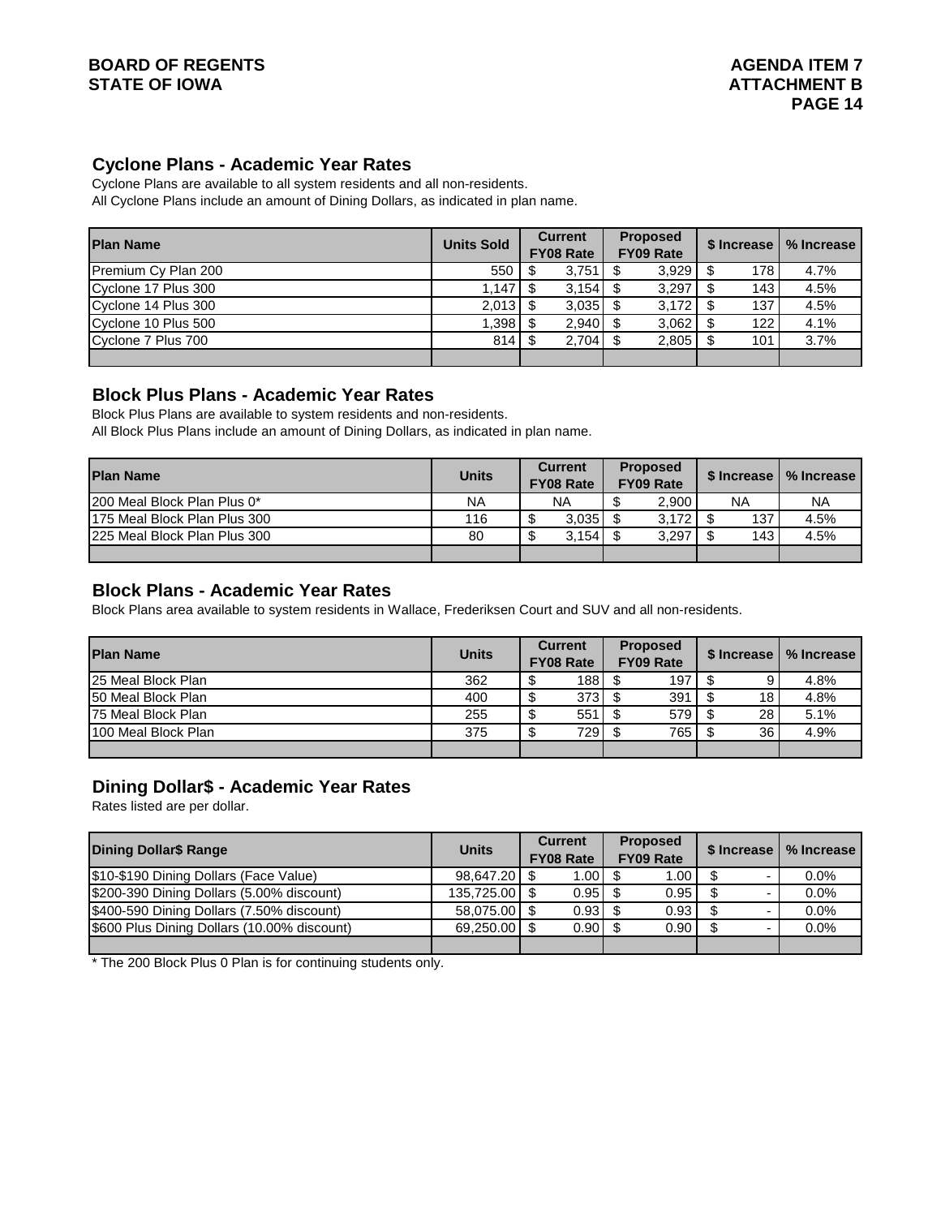## Cyclone Plans - Academic Year Rates

Cyclone Plans are available to all system residents and all non-residents.
All Cyclone Plans include an amount of Dining Dollars, as indicated in plan name.

| Plan Name | Units Sold | Current FY08 Rate | Proposed FY09 Rate | $ Increase | % Increase |
|---|---|---|---|---|---|
| Premium Cy Plan 200 | 550 | $ 3,751 | $ 3,929 | $ 178 | 4.7% |
| Cyclone 17 Plus 300 | 1,147 | $ 3,154 | $ 3,297 | $ 143 | 4.5% |
| Cyclone 14 Plus 300 | 2,013 | $ 3,035 | $ 3,172 | $ 137 | 4.5% |
| Cyclone 10 Plus 500 | 1,398 | $ 2,940 | $ 3,062 | $ 122 | 4.1% |
| Cyclone 7 Plus 700 | 814 | $ 2,704 | $ 2,805 | $ 101 | 3.7% |
| | | | | | |

## Block Plus Plans - Academic Year Rates

Block Plus Plans are available to system residents and non-residents.
All Block Plus Plans include an amount of Dining Dollars, as indicated in plan name.

| Plan Name | Units | Current FY08 Rate | Proposed FY09 Rate | $ Increase | % Increase |
|---|---|---|---|---|---|
| 200 Meal Block Plan Plus 0* | NA | NA | $ 2,900 | NA | NA |
| 175 Meal Block Plan Plus 300 | 116 | $ 3,035 | $ 3,172 | $ 137 | 4.5% |
| 225 Meal Block Plan Plus 300 | 80 | $ 3,154 | $ 3,297 | $ 143 | 4.5% |
| | | | | | |

## Block Plans - Academic Year Rates

Block Plans area available to system residents in Wallace, Frederiksen Court and SUV and all non-residents.

| Plan Name | Units | Current FY08 Rate | Proposed FY09 Rate | $ Increase | % Increase |
|---|---|---|---|---|---|
| 25 Meal Block Plan | 362 | $ 188 | $ 197 | $ 9 | 4.8% |
| 50 Meal Block Plan | 400 | $ 373 | $ 391 | $ 18 | 4.8% |
| 75 Meal Block Plan | 255 | $ 551 | $ 579 | $ 28 | 5.1% |
| 100 Meal Block Plan | 375 | $ 729 | $ 765 | $ 36 | 4.9% |
| | | | | | |

## Dining Dollar$ - Academic Year Rates

Rates listed are per dollar.

| Dining Dollar$ Range | Units | Current FY08 Rate | Proposed FY09 Rate | $ Increase | % Increase |
|---|---|---|---|---|---|
| $10-$190 Dining Dollars (Face Value) | 98,647.20 | $ 1.00 | $ 1.00 | $ - | 0.0% |
| $200-390 Dining Dollars (5.00% discount) | 135,725.00 | $ 0.95 | $ 0.95 | $ - | 0.0% |
| $400-590 Dining Dollars (7.50% discount) | 58,075.00 | $ 0.93 | $ 0.93 | $ - | 0.0% |
| $600 Plus Dining Dollars (10.00% discount) | 69,250.00 | $ 0.90 | $ 0.90 | $ - | 0.0% |
| | | | | | |

* The 200 Block Plus 0 Plan is for continuing students only.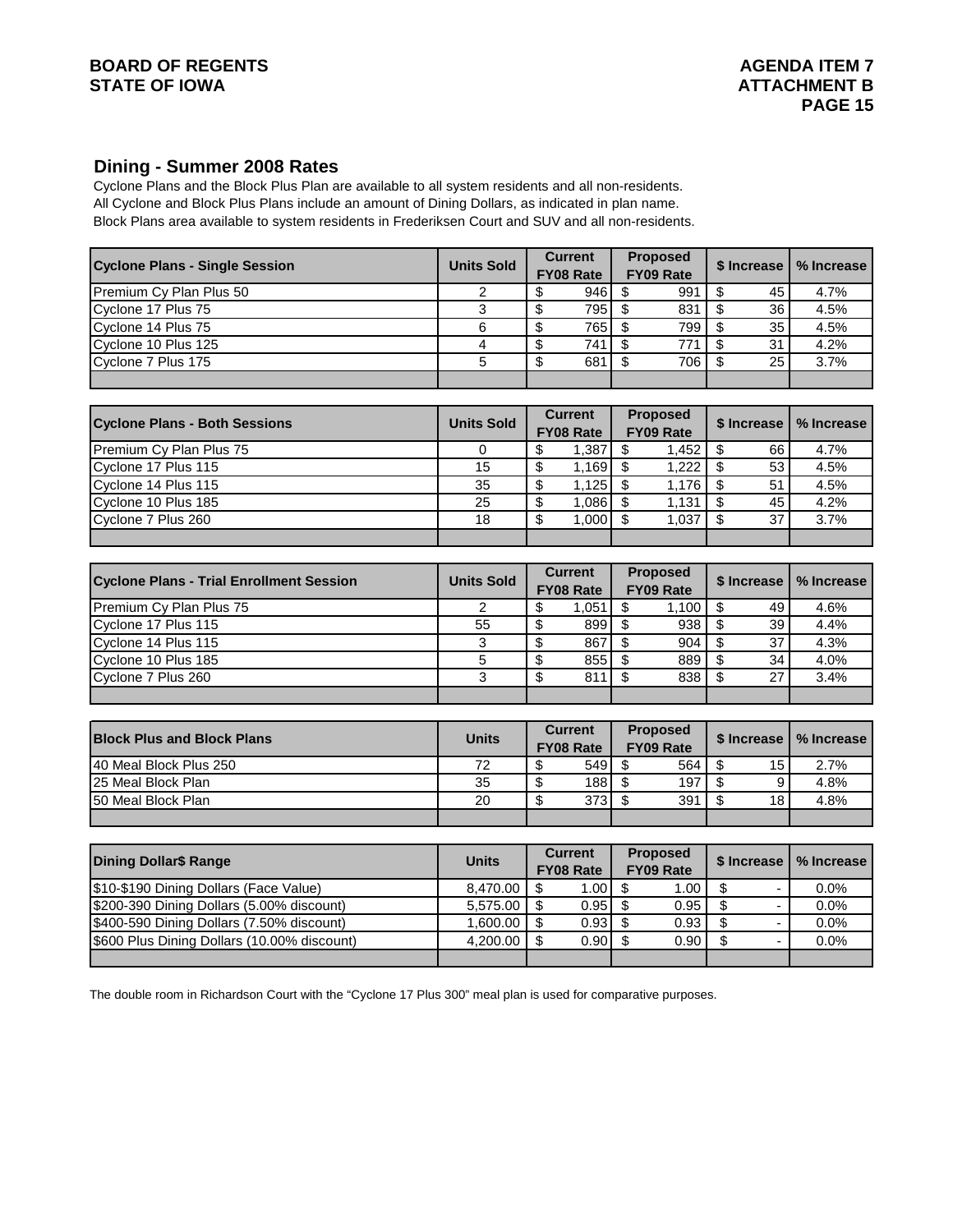BOARD OF REGENTS
STATE OF IOWA

AGENDA ITEM 7
ATTACHMENT B
PAGE 15

## Dining - Summer 2008 Rates

Cyclone Plans and the Block Plus Plan are available to all system residents and all non-residents.
All Cyclone and Block Plus Plans include an amount of Dining Dollars, as indicated in plan name.
Block Plans area available to system residents in Frederiksen Court and SUV and all non-residents.

| Cyclone Plans - Single Session | Units Sold | Current FY08 Rate | Proposed FY09 Rate | $ Increase | % Increase |
|---|---|---|---|---|---|
| Premium Cy Plan Plus 50 | 2 | $ 946 | $ 991 | $ 45 | 4.7% |
| Cyclone 17 Plus 75 | 3 | $ 795 | $ 831 | $ 36 | 4.5% |
| Cyclone 14 Plus 75 | 6 | $ 765 | $ 799 | $ 35 | 4.5% |
| Cyclone 10 Plus 125 | 4 | $ 741 | $ 771 | $ 31 | 4.2% |
| Cyclone 7 Plus 175 | 5 | $ 681 | $ 706 | $ 25 | 3.7% |
| | | | | | |

| Cyclone Plans - Both Sessions | Units Sold | Current FY08 Rate | Proposed FY09 Rate | $ Increase | % Increase |
|---|---|---|---|---|---|
| Premium Cy Plan Plus 75 | 0 | $ 1,387 | $ 1,452 | $ 66 | 4.7% |
| Cyclone 17 Plus 115 | 15 | $ 1,169 | $ 1,222 | $ 53 | 4.5% |
| Cyclone 14 Plus 115 | 35 | $ 1,125 | $ 1,176 | $ 51 | 4.5% |
| Cyclone 10 Plus 185 | 25 | $ 1,086 | $ 1,131 | $ 45 | 4.2% |
| Cyclone 7 Plus 260 | 18 | $ 1,000 | $ 1,037 | $ 37 | 3.7% |
| | | | | | |

| Cyclone Plans - Trial Enrollment Session | Units Sold | Current FY08 Rate | Proposed FY09 Rate | $ Increase | % Increase |
|---|---|---|---|---|---|
| Premium Cy Plan Plus 75 | 2 | $ 1,051 | $ 1,100 | $ 49 | 4.6% |
| Cyclone 17 Plus 115 | 55 | $ 899 | $ 938 | $ 39 | 4.4% |
| Cyclone 14 Plus 115 | 3 | $ 867 | $ 904 | $ 37 | 4.3% |
| Cyclone 10 Plus 185 | 5 | $ 855 | $ 889 | $ 34 | 4.0% |
| Cyclone 7 Plus 260 | 3 | $ 811 | $ 838 | $ 27 | 3.4% |
| | | | | | |

| Block Plus and Block Plans | Units | Current FY08 Rate | Proposed FY09 Rate | $ Increase | % Increase |
|---|---|---|---|---|---|
| 40 Meal Block Plus 250 | 72 | $ 549 | $ 564 | $ 15 | 2.7% |
| 25 Meal Block Plan | 35 | $ 188 | $ 197 | $ 9 | 4.8% |
| 50 Meal Block Plan | 20 | $ 373 | $ 391 | $ 18 | 4.8% |
| | | | | | |

| Dining Dollar$ Range | Units | Current FY08 Rate | Proposed FY09 Rate | $ Increase | % Increase |
|---|---|---|---|---|---|
| $10-$190 Dining Dollars (Face Value) | 8,470.00 | $ 1.00 | $ 1.00 | $ - | 0.0% |
| $200-390 Dining Dollars (5.00% discount) | 5,575.00 | $ 0.95 | $ 0.95 | $ - | 0.0% |
| $400-590 Dining Dollars (7.50% discount) | 1,600.00 | $ 0.93 | $ 0.93 | $ - | 0.0% |
| $600 Plus Dining Dollars (10.00% discount) | 4,200.00 | $ 0.90 | $ 0.90 | $ - | 0.0% |
| | | | | | |

The double room in Richardson Court with the "Cyclone 17 Plus 300" meal plan is used for comparative purposes.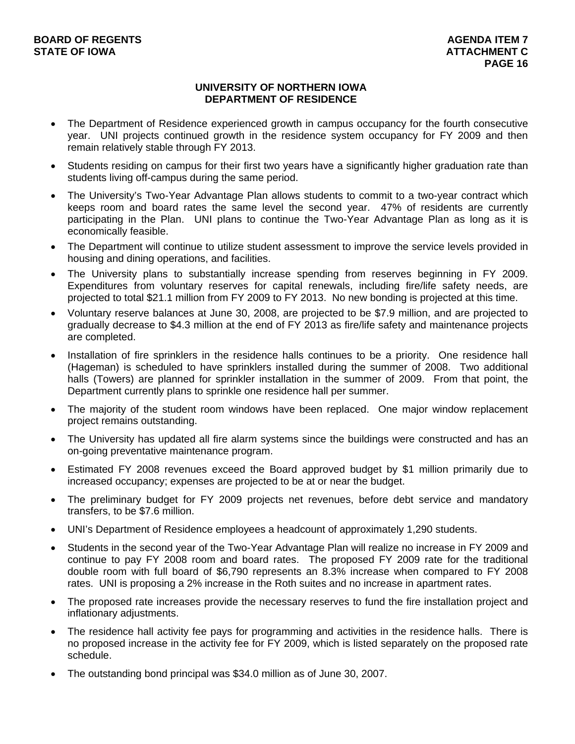## UNIVERSITY OF NORTHERN IOWA
## DEPARTMENT OF RESIDENCE

- The Department of Residence experienced growth in campus occupancy for the fourth consecutive year. UNI projects continued growth in the residence system occupancy for FY 2009 and then remain relatively stable through FY 2013.
- Students residing on campus for their first two years have a significantly higher graduation rate than students living off-campus during the same period.
- The University's Two-Year Advantage Plan allows students to commit to a two-year contract which keeps room and board rates the same level the second year. 47% of residents are currently participating in the Plan. UNI plans to continue the Two-Year Advantage Plan as long as it is economically feasible.
- The Department will continue to utilize student assessment to improve the service levels provided in housing and dining operations, and facilities.
- The University plans to substantially increase spending from reserves beginning in FY 2009. Expenditures from voluntary reserves for capital renewals, including fire/life safety needs, are projected to total $21.1 million from FY 2009 to FY 2013. No new bonding is projected at this time.
- Voluntary reserve balances at June 30, 2008, are projected to be $7.9 million, and are projected to gradually decrease to $4.3 million at the end of FY 2013 as fire/life safety and maintenance projects are completed.
- Installation of fire sprinklers in the residence halls continues to be a priority. One residence hall (Hageman) is scheduled to have sprinklers installed during the summer of 2008. Two additional halls (Towers) are planned for sprinkler installation in the summer of 2009. From that point, the Department currently plans to sprinkle one residence hall per summer.
- The majority of the student room windows have been replaced. One major window replacement project remains outstanding.
- The University has updated all fire alarm systems since the buildings were constructed and has an on-going preventative maintenance program.
- Estimated FY 2008 revenues exceed the Board approved budget by $1 million primarily due to increased occupancy; expenses are projected to be at or near the budget.
- The preliminary budget for FY 2009 projects net revenues, before debt service and mandatory transfers, to be $7.6 million.
- UNI's Department of Residence employees a headcount of approximately 1,290 students.
- Students in the second year of the Two-Year Advantage Plan will realize no increase in FY 2009 and continue to pay FY 2008 room and board rates. The proposed FY 2009 rate for the traditional double room with full board of $6,790 represents an 8.3% increase when compared to FY 2008 rates. UNI is proposing a 2% increase in the Roth suites and no increase in apartment rates.
- The proposed rate increases provide the necessary reserves to fund the fire installation project and inflationary adjustments.
- The residence hall activity fee pays for programming and activities in the residence halls. There is no proposed increase in the activity fee for FY 2009, which is listed separately on the proposed rate schedule.
- The outstanding bond principal was $34.0 million as of June 30, 2007.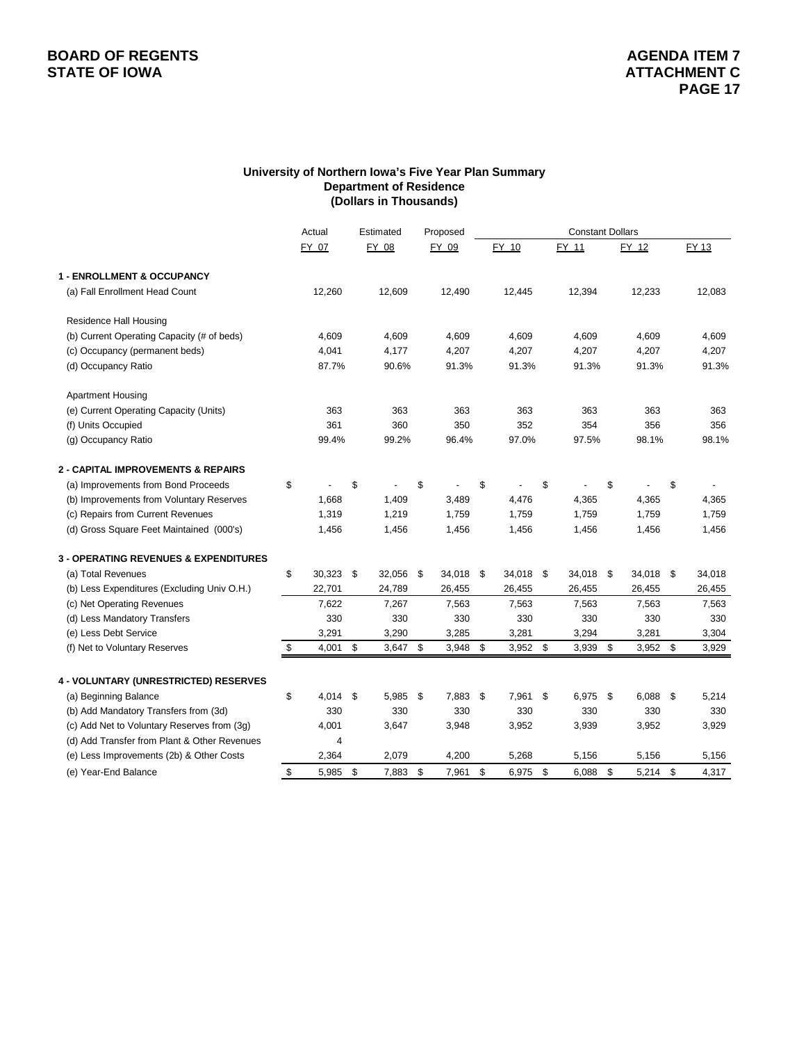BOARD OF REGENTS
STATE OF IOWA

AGENDA ITEM 7
ATTACHMENT C

### University of Northern Iowa's Five Year Plan Summary
### Department of Residence
### (Dollars in Thousands)

| | Actual | Estimated | Proposed | Constant Dollars | | | |
|---|---|---|---|---|---|---|---|
| | FY 07 | FY 08 | FY 09 | FY 10 | FY 11 | FY 12 | FY 13 |
| **1 - ENROLLMENT & OCCUPANCY** | | | | | | | |
| (a) Fall Enrollment Head Count | 12,260 | 12,609 | 12,490 | 12,445 | 12,394 | 12,233 | 12,083 |
| Residence Hall Housing | | | | | | | |
| (b) Current Operating Capacity (# of beds) | 4,609 | 4,609 | 4,609 | 4,609 | 4,609 | 4,609 | 4,609 |
| (c) Occupancy (permanent beds) | 4,041 | 4,177 | 4,207 | 4,207 | 4,207 | 4,207 | 4,207 |
| (d) Occupancy Ratio | 87.7% | 90.6% | 91.3% | 91.3% | 91.3% | 91.3% | 91.3% |
| Apartment Housing | | | | | | | |
| (e) Current Operating Capacity (Units) | 363 | 363 | 363 | 363 | 363 | 363 | 363 |
| (f) Units Occupied | 361 | 360 | 350 | 352 | 354 | 356 | 356 |
| (g) Occupancy Ratio | 99.4% | 99.2% | 96.4% | 97.0% | 97.5% | 98.1% | 98.1% |
| **2 - CAPITAL IMPROVEMENTS & REPAIRS** | | | | | | | |
| (a) Improvements from Bond Proceeds | $ - | $ - | $ - | $ - | $ - | $ - | $ - |
| (b) Improvements from Voluntary Reserves | 1,668 | 1,409 | 3,489 | 4,476 | 4,365 | 4,365 | 4,365 |
| (c) Repairs from Current Revenues | 1,319 | 1,219 | 1,759 | 1,759 | 1,759 | 1,759 | 1,759 |
| (d) Gross Square Feet Maintained (000's) | 1,456 | 1,456 | 1,456 | 1,456 | 1,456 | 1,456 | 1,456 |
| **3 - OPERATING REVENUES & EXPENDITURES** | | | | | | | |
| (a) Total Revenues | $ 30,323 | $ 32,056 | $ 34,018 | $ 34,018 | $ 34,018 | $ 34,018 | $ 34,018 |
| (b) Less Expenditures (Excluding Univ O.H.) | 22,701 | 24,789 | 26,455 | 26,455 | 26,455 | 26,455 | 26,455 |
| (c) Net Operating Revenues | 7,622 | 7,267 | 7,563 | 7,563 | 7,563 | 7,563 | 7,563 |
| (d) Less Mandatory Transfers | 330 | 330 | 330 | 330 | 330 | 330 | 330 |
| (e) Less Debt Service | 3,291 | 3,290 | 3,285 | 3,281 | 3,294 | 3,281 | 3,304 |
| (f) Net to Voluntary Reserves | $ 4,001 | $ 3,647 | $ 3,948 | $ 3,952 | $ 3,939 | $ 3,952 | $ 3,929 |
| **4 - VOLUNTARY (UNRESTRICTED) RESERVES** | | | | | | | |
| (a) Beginning Balance | $ 4,014 | $ 5,985 | $ 7,883 | $ 7,961 | $ 6,975 | $ 6,088 | $ 5,214 |
| (b) Add Mandatory Transfers from (3d) | 330 | 330 | 330 | 330 | 330 | 330 | 330 |
| (c) Add Net to Voluntary Reserves from (3g) | 4,001 | 3,647 | 3,948 | 3,952 | 3,939 | 3,952 | 3,929 |
| (d) Add Transfer from Plant & Other Revenues | 4 | | | | | | |
| (e) Less Improvements (2b) & Other Costs | 2,364 | 2,079 | 4,200 | 5,268 | 5,156 | 5,156 | 5,156 |
| (e) Year-End Balance | $ 5,985 | $ 7,883 | $ 7,961 | $ 6,975 | $ 6,088 | $ 5,214 | $ 4,317 |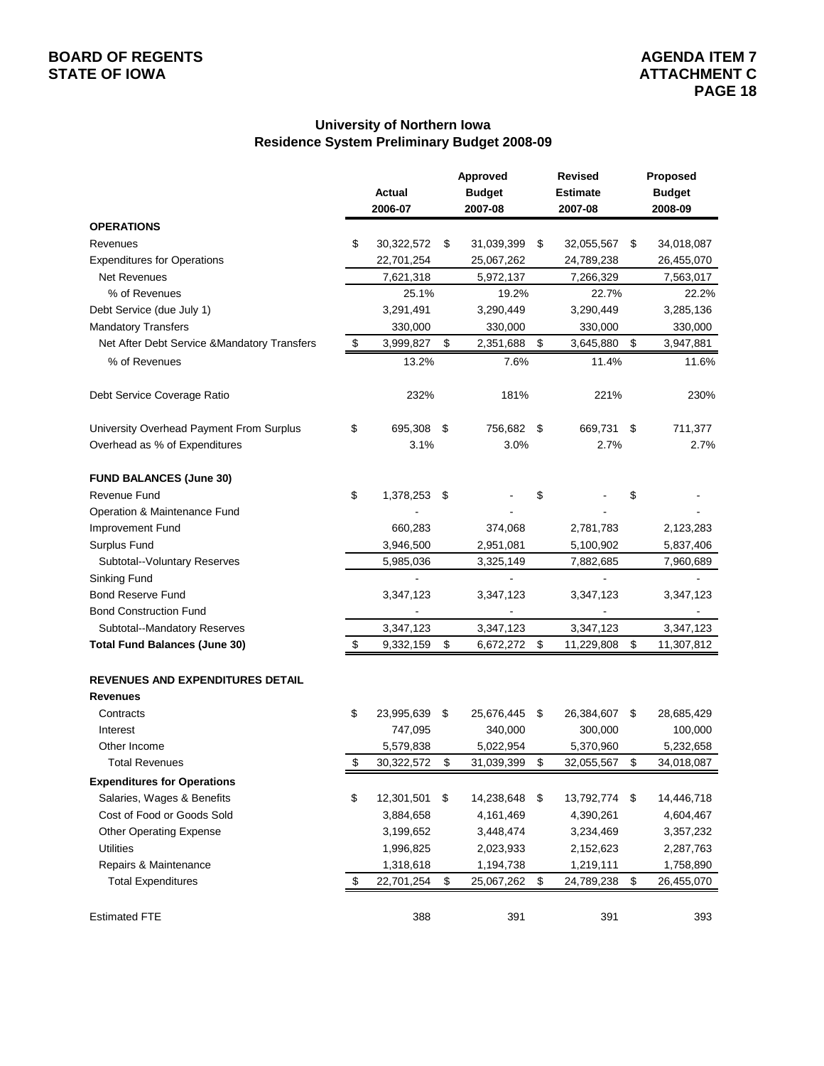## University of Northern Iowa
## Residence System Preliminary Budget 2008-09

| | Actual 2006-07 | Approved Budget 2007-08 | Revised Estimate 2007-08 | Proposed Budget 2008-09 |
|---|---|---|---|---|
| **OPERATIONS** | | | | |
| Revenues | $ 30,322,572 | $ 31,039,399 | $ 32,055,567 | $ 34,018,087 |
| Expenditures for Operations | 22,701,254 | 25,067,262 | 24,789,238 | 26,455,070 |
| Net Revenues | 7,621,318 | 5,972,137 | 7,266,329 | 7,563,017 |
| % of Revenues | 25.1% | 19.2% | 22.7% | 22.2% |
| Debt Service (due July 1) | 3,291,491 | 3,290,449 | 3,290,449 | 3,285,136 |
| Mandatory Transfers | 330,000 | 330,000 | 330,000 | 330,000 |
| Net After Debt Service &Mandatory Transfers | $ 3,999,827 | $ 2,351,688 | $ 3,645,880 | $ 3,947,881 |
| % of Revenues | 13.2% | 7.6% | 11.4% | 11.6% |
| Debt Service Coverage Ratio | 232% | 181% | 221% | 230% |
| University Overhead Payment From Surplus | $ 695,308 | $ 756,682 | $ 669,731 | $ 711,377 |
| Overhead as % of Expenditures | 3.1% | 3.0% | 2.7% | 2.7% |
| **FUND BALANCES (June 30)** | | | | |
| Revenue Fund | $ 1,378,253 | $ - | $ - | $ - |
| Operation & Maintenance Fund | - | - | - | - |
| Improvement Fund | 660,283 | 374,068 | 2,781,783 | 2,123,283 |
| Surplus Fund | 3,946,500 | 2,951,081 | 5,100,902 | 5,837,406 |
| Subtotal--Voluntary Reserves | 5,985,036 | 3,325,149 | 7,882,685 | 7,960,689 |
| Sinking Fund | - | - | - | - |
| Bond Reserve Fund | 3,347,123 | 3,347,123 | 3,347,123 | 3,347,123 |
| Bond Construction Fund | - | - | - | - |
| Subtotal--Mandatory Reserves | 3,347,123 | 3,347,123 | 3,347,123 | 3,347,123 |
| **Total Fund Balances (June 30)** | $ 9,332,159 | $ 6,672,272 | $ 11,229,808 | $ 11,307,812 |
| **REVENUES AND EXPENDITURES DETAIL** | | | | |
| **Revenues** | | | | |
| Contracts | $ 23,995,639 | $ 25,676,445 | $ 26,384,607 | $ 28,685,429 |
| Interest | 747,095 | 340,000 | 300,000 | 100,000 |
| Other Income | 5,579,838 | 5,022,954 | 5,370,960 | 5,232,658 |
| Total Revenues | $ 30,322,572 | $ 31,039,399 | $ 32,055,567 | $ 34,018,087 |
| **Expenditures for Operations** | | | | |
| Salaries, Wages & Benefits | $ 12,301,501 | $ 14,238,648 | $ 13,792,774 | $ 14,446,718 |
| Cost of Food or Goods Sold | 3,884,658 | 4,161,469 | 4,390,261 | 4,604,467 |
| Other Operating Expense | 3,199,652 | 3,448,474 | 3,234,469 | 3,357,232 |
| Utilities | 1,996,825 | 2,023,933 | 2,152,623 | 2,287,763 |
| Repairs & Maintenance | 1,318,618 | 1,194,738 | 1,219,111 | 1,758,890 |
| Total Expenditures | $ 22,701,254 | $ 25,067,262 | $ 24,789,238 | $ 26,455,070 |
| Estimated FTE | 388 | 391 | 391 | 393 |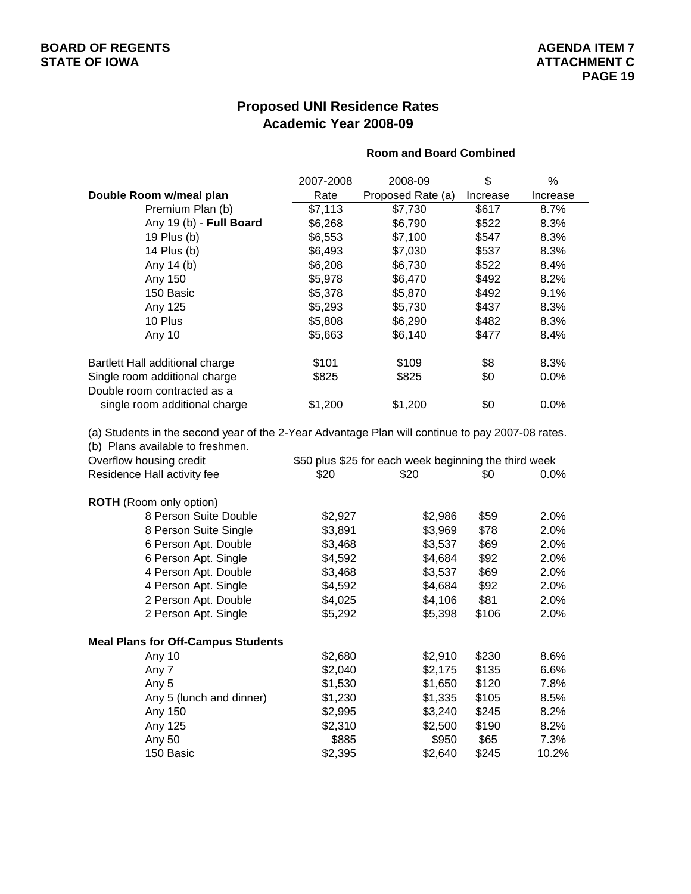**BOARD OF REGENTS**
**STATE OF IOWA**

**AGENDA ITEM 7**
**ATTACHMENT C**

## Proposed UNI Residence Rates
## Academic Year 2008-09

| | Room and Board Combined | | | |
|---|---|---|---|---|
| **Double Room w/meal plan** | 2007-2008 Rate | 2008-09 Proposed Rate (a) | $ Increase | % Increase |
| Premium Plan (b) | $7,113 | $7,730 | $617 | 8.7% |
| Any 19 (b) - **Full Board** | $6,268 | $6,790 | $522 | 8.3% |
| 19 Plus (b) | $6,553 | $7,100 | $547 | 8.3% |
| 14 Plus (b) | $6,493 | $7,030 | $537 | 8.3% |
| Any 14 (b) | $6,208 | $6,730 | $522 | 8.4% |
| Any 150 | $5,978 | $6,470 | $492 | 8.2% |
| 150 Basic | $5,378 | $5,870 | $492 | 9.1% |
| Any 125 | $5,293 | $5,730 | $437 | 8.3% |
| 10 Plus | $5,808 | $6,290 | $482 | 8.3% |
| Any 10 | $5,663 | $6,140 | $477 | 8.4% |
| | | | | |
| Bartlett Hall additional charge | $101 | $109 | $8 | 8.3% |
| Single room additional charge | $825 | $825 | $0 | 0.0% |
| Double room contracted as a single room additional charge | $1,200 | $1,200 | $0 | 0.0% |

(a) Students in the second year of the 2-Year Advantage Plan will continue to pay 2007-08 rates.
(b) Plans available to freshmen.

| | | | | |
|---|---|---|---|---|
| Overflow housing credit | $50 plus $25 for each week beginning the third week | | | |
| Residence Hall activity fee | $20 | $20 | $0 | 0.0% |
| | | | | |
| **ROTH** (Room only option) | | | | |
| 8 Person Suite Double | $2,927 | $2,986 | $59 | 2.0% |
| 8 Person Suite Single | $3,891 | $3,969 | $78 | 2.0% |
| 6 Person Apt. Double | $3,468 | $3,537 | $69 | 2.0% |
| 6 Person Apt. Single | $4,592 | $4,684 | $92 | 2.0% |
| 4 Person Apt. Double | $3,468 | $3,537 | $69 | 2.0% |
| 4 Person Apt. Single | $4,592 | $4,684 | $92 | 2.0% |
| 2 Person Apt. Double | $4,025 | $4,106 | $81 | 2.0% |
| 2 Person Apt. Single | $5,292 | $5,398 | $106 | 2.0% |
| | | | | |
| **Meal Plans for Off-Campus Students** | | | | |
| Any 10 | $2,680 | $2,910 | $230 | 8.6% |
| Any 7 | $2,040 | $2,175 | $135 | 6.6% |
| Any 5 | $1,530 | $1,650 | $120 | 7.8% |
| Any 5 (lunch and dinner) | $1,230 | $1,335 | $105 | 8.5% |
| Any 150 | $2,995 | $3,240 | $245 | 8.2% |
| Any 125 | $2,310 | $2,500 | $190 | 8.2% |
| Any 50 | $885 | $950 | $65 | 7.3% |
| 150 Basic | $2,395 | $2,640 | $245 | 10.2% |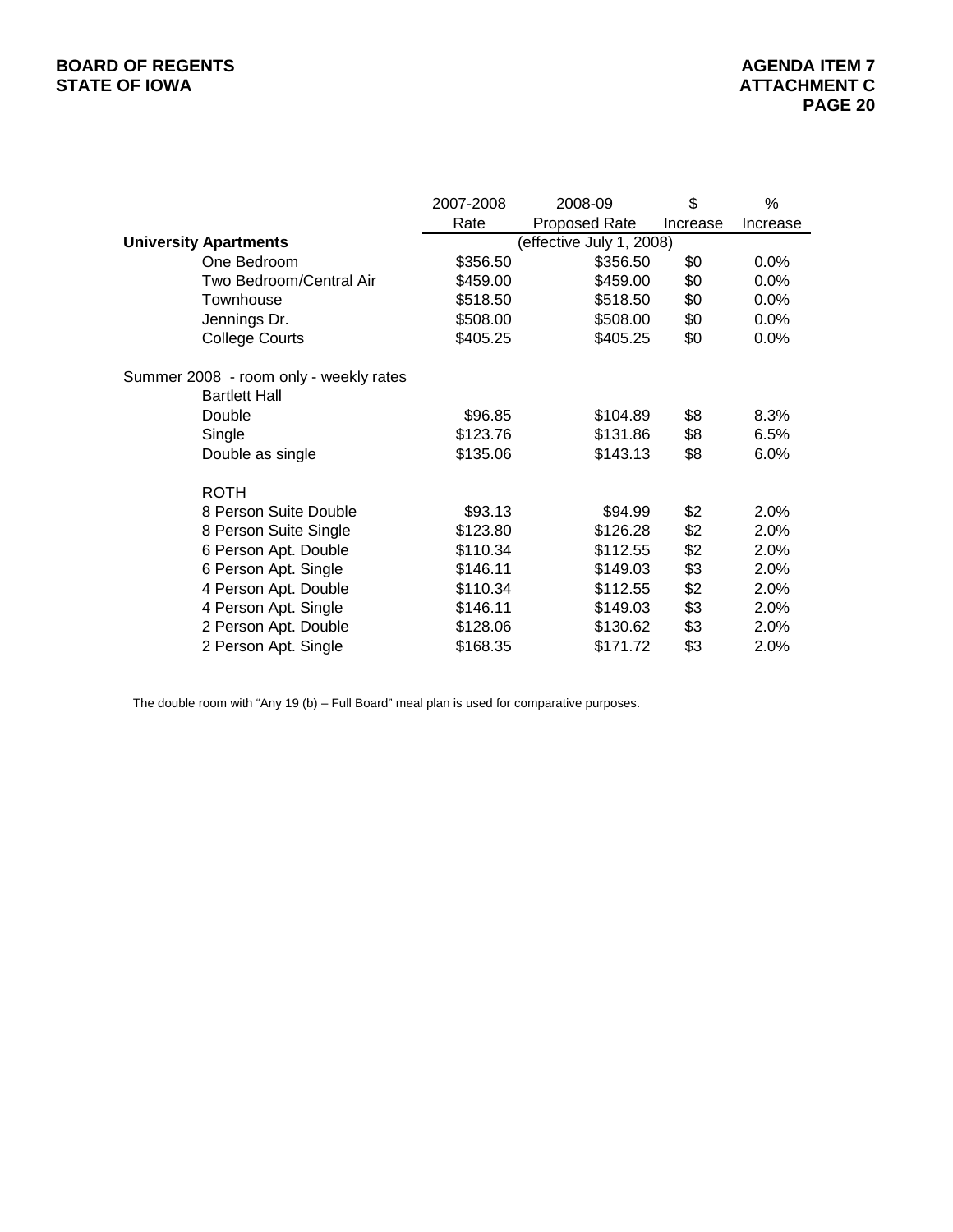| | 2007-2008 Rate | 2008-09 Proposed Rate | $ Increase | % Increase |
|---|---|---|---|---|
| **University Apartments** | (effective July 1, 2008) | | | |
| One Bedroom | $356.50 | $356.50 | $0 | 0.0% |
| Two Bedroom/Central Air | $459.00 | $459.00 | $0 | 0.0% |
| Townhouse | $518.50 | $518.50 | $0 | 0.0% |
| Jennings Dr. | $508.00 | $508.00 | $0 | 0.0% |
| College Courts | $405.25 | $405.25 | $0 | 0.0% |
| | | | | |
| Summer 2008 - room only - weekly rates | | | | |
| Bartlett Hall | | | | |
| Double | $96.85 | $104.89 | $8 | 8.3% |
| Single | $123.76 | $131.86 | $8 | 6.5% |
| Double as single | $135.06 | $143.13 | $8 | 6.0% |
| | | | | |
| ROTH | | | | |
| 8 Person Suite Double | $93.13 | $94.99 | $2 | 2.0% |
| 8 Person Suite Single | $123.80 | $126.28 | $2 | 2.0% |
| 6 Person Apt. Double | $110.34 | $112.55 | $2 | 2.0% |
| 6 Person Apt. Single | $146.11 | $149.03 | $3 | 2.0% |
| 4 Person Apt. Double | $110.34 | $112.55 | $2 | 2.0% |
| 4 Person Apt. Single | $146.11 | $149.03 | $3 | 2.0% |
| 2 Person Apt. Double | $128.06 | $130.62 | $3 | 2.0% |
| 2 Person Apt. Single | $168.35 | $171.72 | $3 | 2.0% |

The double room with "Any 19 (b) – Full Board" meal plan is used for comparative purposes.